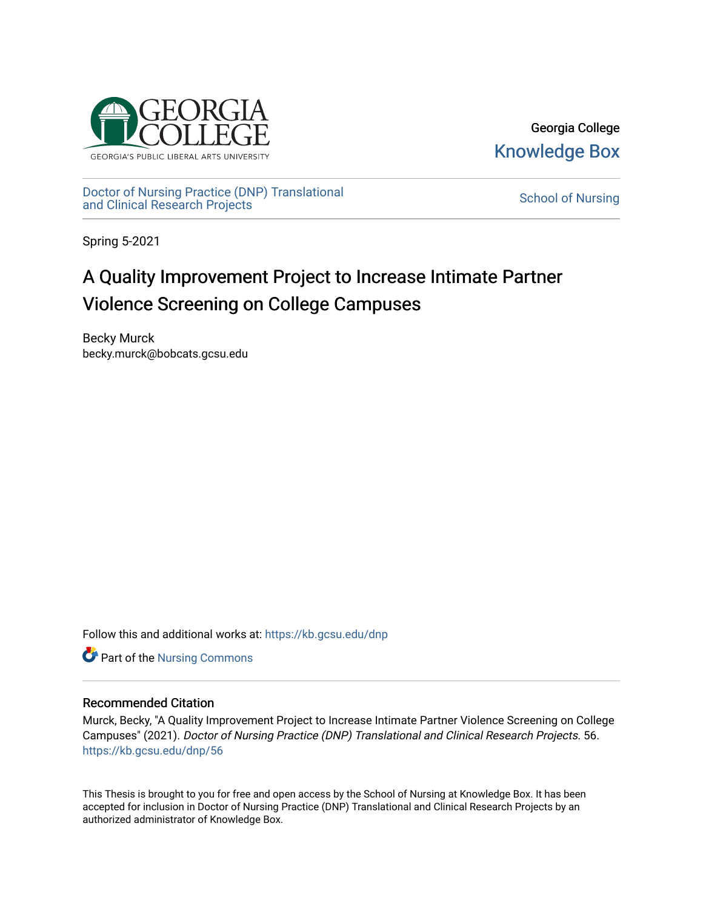GEORGIA COLLEGE

GEORGIA'S PUBLIC LIBERAL ARTS UNIVERSITY

Georgia College
Knowledge Box

Doctor of Nursing Practice (DNP) Translational and Clinical Research Projects

School of Nursing

Spring 5-2021

# A Quality Improvement Project to Increase Intimate Partner Violence Screening on College Campuses

Becky Murck
becky.murck@bobcats.gcsu.edu

Follow this and additional works at: https://kb.gcsu.edu/dnp

Part of the Nursing Commons

## Recommended Citation

Murck, Becky, "A Quality Improvement Project to Increase Intimate Partner Violence Screening on College Campuses" (2021). *Doctor of Nursing Practice (DNP) Translational and Clinical Research Projects*. 56. https://kb.gcsu.edu/dnp/56

This Thesis is brought to you for free and open access by the School of Nursing at Knowledge Box. It has been accepted for inclusion in Doctor of Nursing Practice (DNP) Translational and Clinical Research Projects by an authorized administrator of Knowledge Box.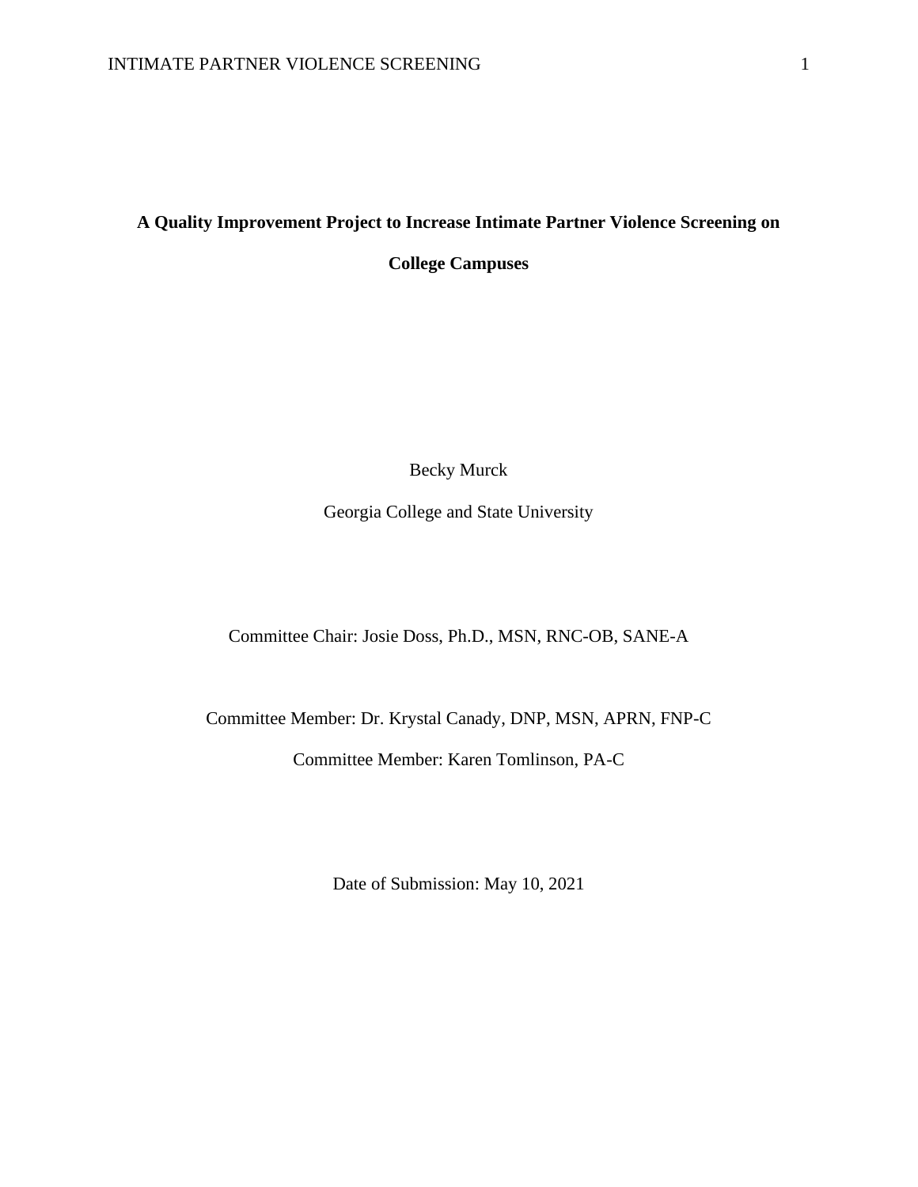# A Quality Improvement Project to Increase Intimate Partner Violence Screening on College Campuses

Becky Murck

Georgia College and State University

Committee Chair: Josie Doss, Ph.D., MSN, RNC-OB, SANE-A

Committee Member: Dr. Krystal Canady, DNP, MSN, APRN, FNP-C

Committee Member: Karen Tomlinson, PA-C

Date of Submission: May 10, 2021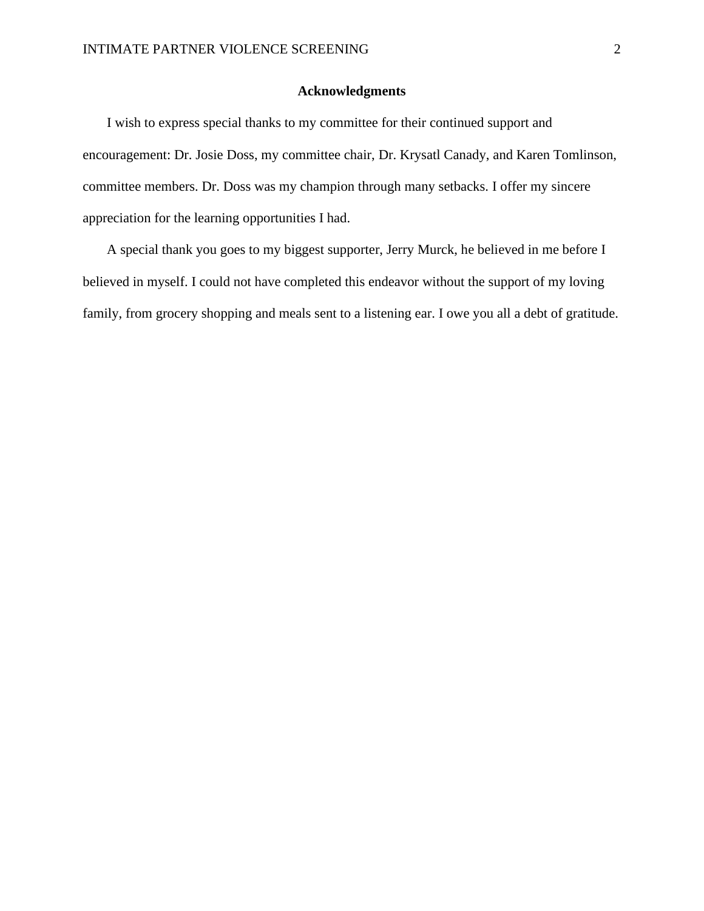## Acknowledgments

I wish to express special thanks to my committee for their continued support and encouragement: Dr. Josie Doss, my committee chair, Dr. Krysatl Canady, and Karen Tomlinson, committee members. Dr. Doss was my champion through many setbacks. I offer my sincere appreciation for the learning opportunities I had.

A special thank you goes to my biggest supporter, Jerry Murck, he believed in me before I believed in myself. I could not have completed this endeavor without the support of my loving family, from grocery shopping and meals sent to a listening ear. I owe you all a debt of gratitude.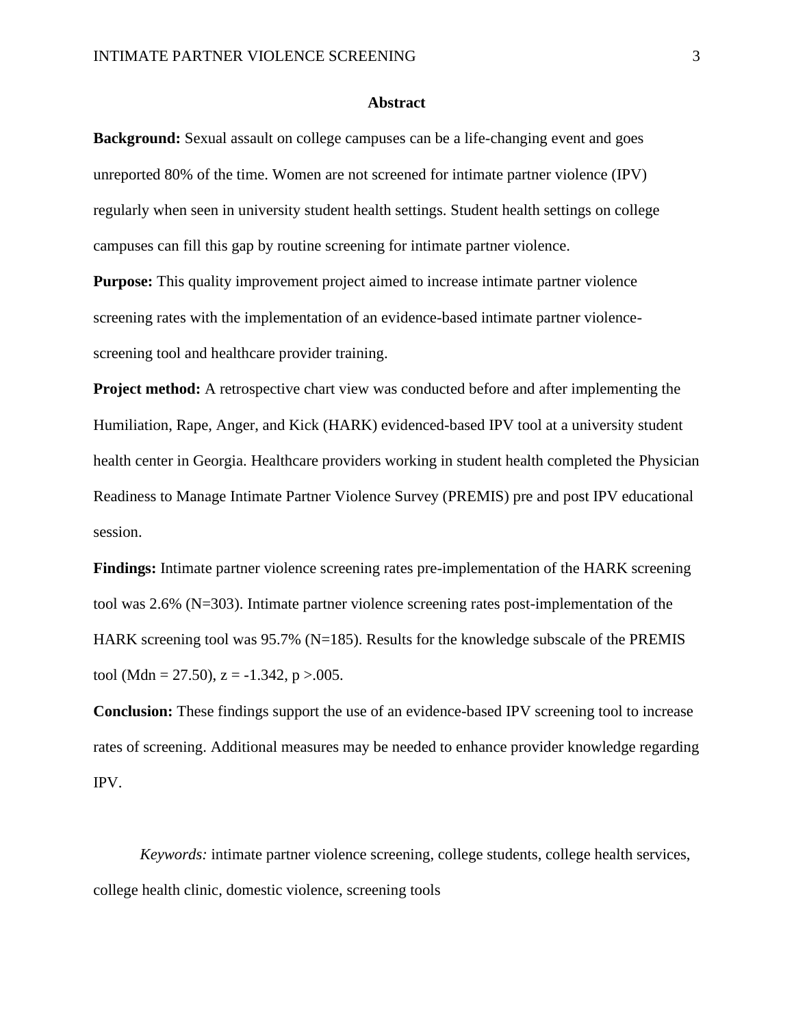# Abstract

**Background:** Sexual assault on college campuses can be a life-changing event and goes unreported 80% of the time. Women are not screened for intimate partner violence (IPV) regularly when seen in university student health settings. Student health settings on college campuses can fill this gap by routine screening for intimate partner violence.

**Purpose:** This quality improvement project aimed to increase intimate partner violence screening rates with the implementation of an evidence-based intimate partner violence-screening tool and healthcare provider training.

**Project method:** A retrospective chart view was conducted before and after implementing the Humiliation, Rape, Anger, and Kick (HARK) evidenced-based IPV tool at a university student health center in Georgia. Healthcare providers working in student health completed the Physician Readiness to Manage Intimate Partner Violence Survey (PREMIS) pre and post IPV educational session.

**Findings:** Intimate partner violence screening rates pre-implementation of the HARK screening tool was 2.6% ($N=303$). Intimate partner violence screening rates post-implementation of the HARK screening tool was 95.7% ($N=185$). Results for the knowledge subscale of the PREMIS tool ($Mdn = 27.50$), $z = -1.342$, $p > .005$.

**Conclusion:** These findings support the use of an evidence-based IPV screening tool to increase rates of screening. Additional measures may be needed to enhance provider knowledge regarding IPV.

*Keywords:* intimate partner violence screening, college students, college health services, college health clinic, domestic violence, screening tools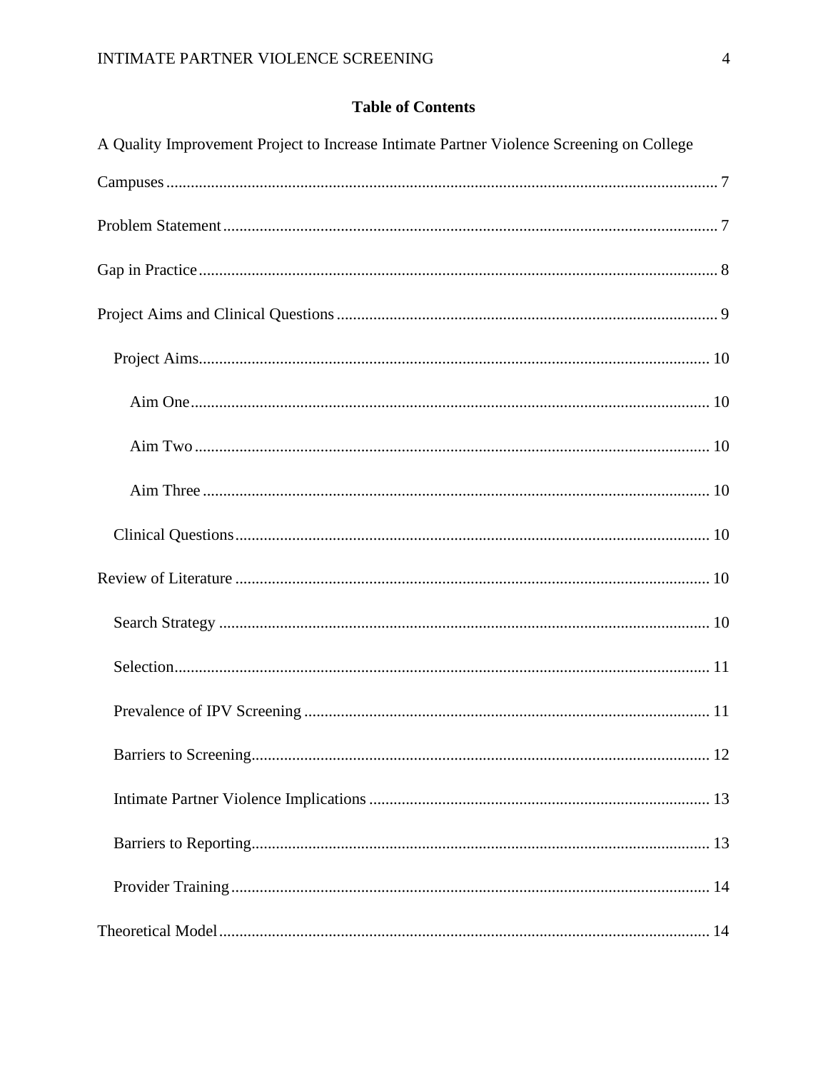**Table of Contents**

A Quality Improvement Project to Increase Intimate Partner Violence Screening on College Campuses ........ 7

Problem Statement ........ 7

Gap in Practice ........ 8

Project Aims and Clinical Questions ........ 9

- Project Aims ........ 10
  - Aim One ........ 10
  - Aim Two ........ 10
  - Aim Three ........ 10
- Clinical Questions ........ 10

Review of Literature ........ 10

- Search Strategy ........ 10
- Selection ........ 11
- Prevalence of IPV Screening ........ 11
- Barriers to Screening ........ 12
- Intimate Partner Violence Implications ........ 13
- Barriers to Reporting ........ 13
- Provider Training ........ 14

Theoretical Model ........ 14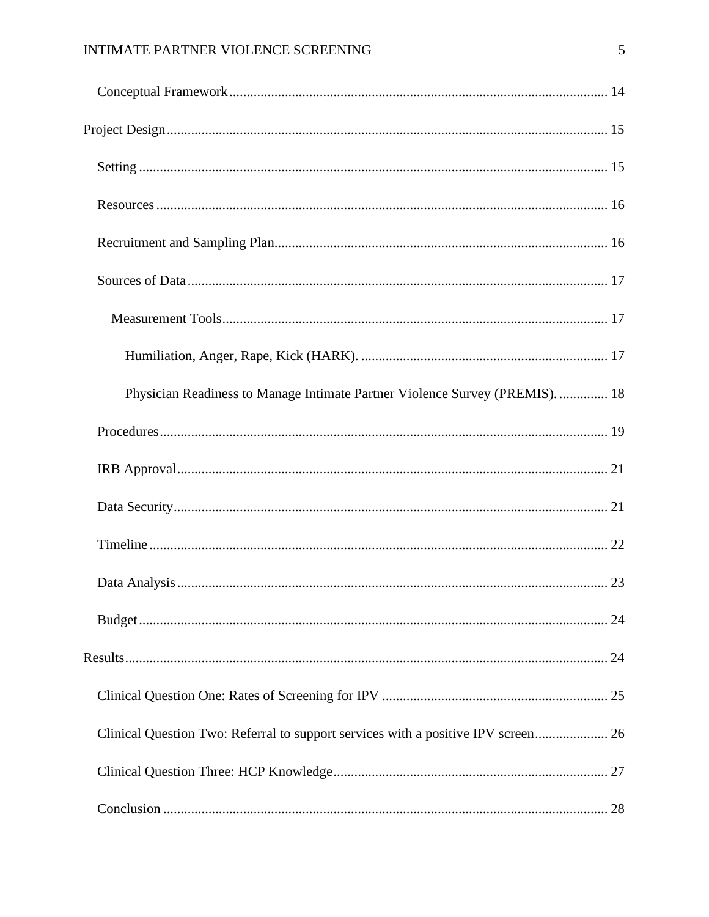Conceptual Framework ........................................................................................................ 14

Project Design ........................................................................................................................ 15

Setting ................................................................................................................................ 15

Resources ........................................................................................................................... 16

Recruitment and Sampling Plan ......................................................................................... 16

Sources of Data ................................................................................................................... 17

Measurement Tools ........................................................................................................... 17

Humiliation, Anger, Rape, Kick (HARK). ..................................................................... 17

Physician Readiness to Manage Intimate Partner Violence Survey (PREMIS). ............. 18

Procedures ........................................................................................................................... 19

IRB Approval ...................................................................................................................... 21

Data Security ....................................................................................................................... 21

Timeline .............................................................................................................................. 22

Data Analysis ...................................................................................................................... 23

Budget ................................................................................................................................. 24

Results .................................................................................................................................... 24

Clinical Question One: Rates of Screening for IPV ............................................................ 25

Clinical Question Two: Referral to support services with a positive IPV screen .................... 26

Clinical Question Three: HCP Knowledge .......................................................................... 27

Conclusion .......................................................................................................................... 28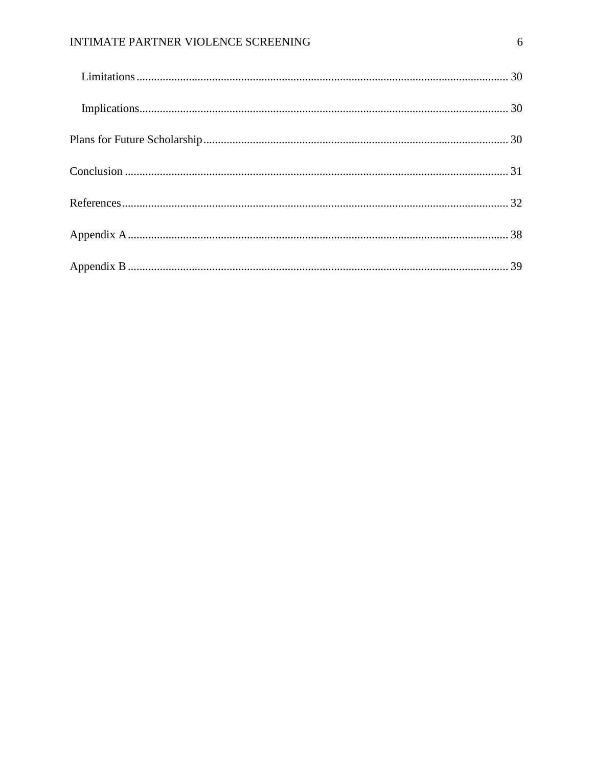Limitations ........................................................................................................................ 30

Implications....................................................................................................................... 30

Plans for Future Scholarship.................................................................................................. 30

Conclusion ............................................................................................................................ 31

References.............................................................................................................................. 32

Appendix A............................................................................................................................ 38

Appendix B ............................................................................................................................ 39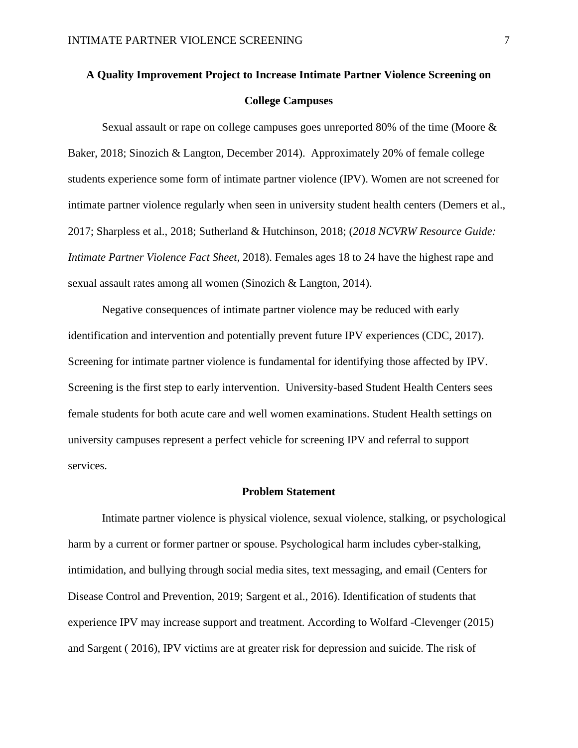## A Quality Improvement Project to Increase Intimate Partner Violence Screening on College Campuses

Sexual assault or rape on college campuses goes unreported 80% of the time (Moore & Baker, 2018; Sinozich & Langton, December 2014). Approximately 20% of female college students experience some form of intimate partner violence (IPV). Women are not screened for intimate partner violence regularly when seen in university student health centers (Demers et al., 2017; Sharpless et al., 2018; Sutherland & Hutchinson, 2018; (*2018 NCVRW Resource Guide: Intimate Partner Violence Fact Sheet*, 2018). Females ages 18 to 24 have the highest rape and sexual assault rates among all women (Sinozich & Langton, 2014).

Negative consequences of intimate partner violence may be reduced with early identification and intervention and potentially prevent future IPV experiences (CDC, 2017). Screening for intimate partner violence is fundamental for identifying those affected by IPV. Screening is the first step to early intervention. University-based Student Health Centers sees female students for both acute care and well women examinations. Student Health settings on university campuses represent a perfect vehicle for screening IPV and referral to support services.

### Problem Statement

Intimate partner violence is physical violence, sexual violence, stalking, or psychological harm by a current or former partner or spouse. Psychological harm includes cyber-stalking, intimidation, and bullying through social media sites, text messaging, and email (Centers for Disease Control and Prevention, 2019; Sargent et al., 2016). Identification of students that experience IPV may increase support and treatment. According to Wolfard -Clevenger (2015) and Sargent ( 2016), IPV victims are at greater risk for depression and suicide. The risk of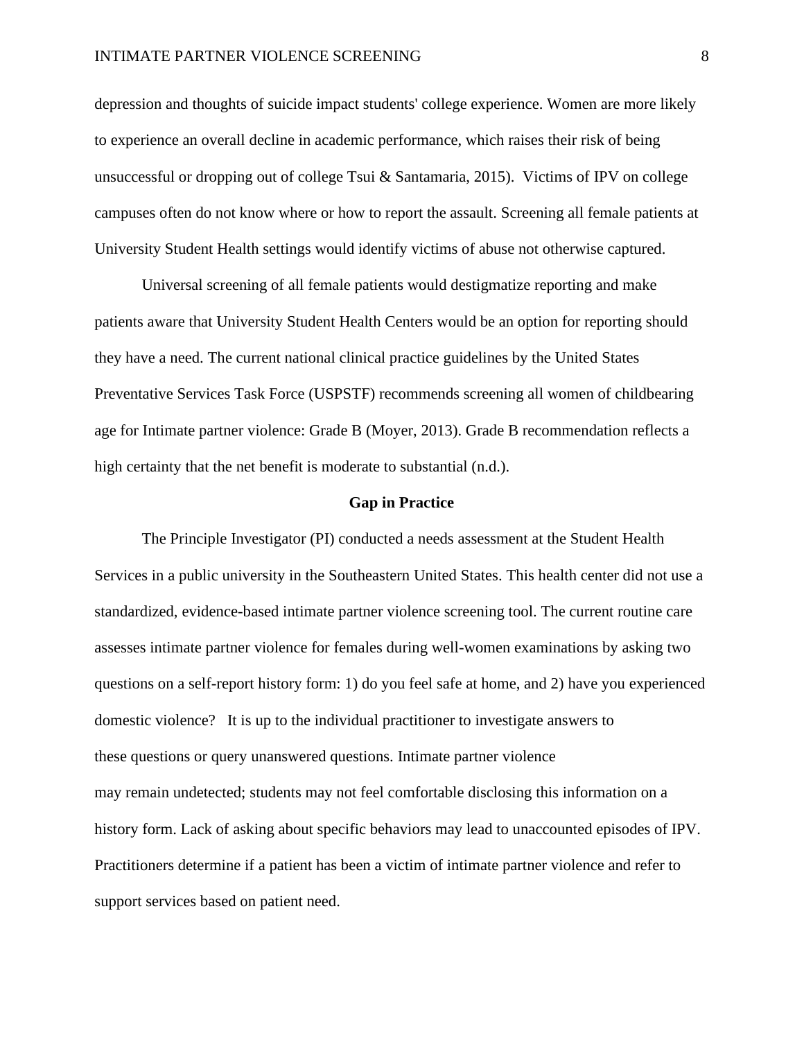depression and thoughts of suicide impact students' college experience. Women are more likely to experience an overall decline in academic performance, which raises their risk of being unsuccessful or dropping out of college Tsui & Santamaria, 2015). Victims of IPV on college campuses often do not know where or how to report the assault. Screening all female patients at University Student Health settings would identify victims of abuse not otherwise captured.

Universal screening of all female patients would destigmatize reporting and make patients aware that University Student Health Centers would be an option for reporting should they have a need. The current national clinical practice guidelines by the United States Preventative Services Task Force (USPSTF) recommends screening all women of childbearing age for Intimate partner violence: Grade B (Moyer, 2013). Grade B recommendation reflects a high certainty that the net benefit is moderate to substantial (n.d.).

## Gap in Practice

The Principle Investigator (PI) conducted a needs assessment at the Student Health Services in a public university in the Southeastern United States. This health center did not use a standardized, evidence-based intimate partner violence screening tool. The current routine care assesses intimate partner violence for females during well-women examinations by asking two questions on a self-report history form: 1) do you feel safe at home, and 2) have you experienced domestic violence? It is up to the individual practitioner to investigate answers to these questions or query unanswered questions. Intimate partner violence may remain undetected; students may not feel comfortable disclosing this information on a history form. Lack of asking about specific behaviors may lead to unaccounted episodes of IPV. Practitioners determine if a patient has been a victim of intimate partner violence and refer to support services based on patient need.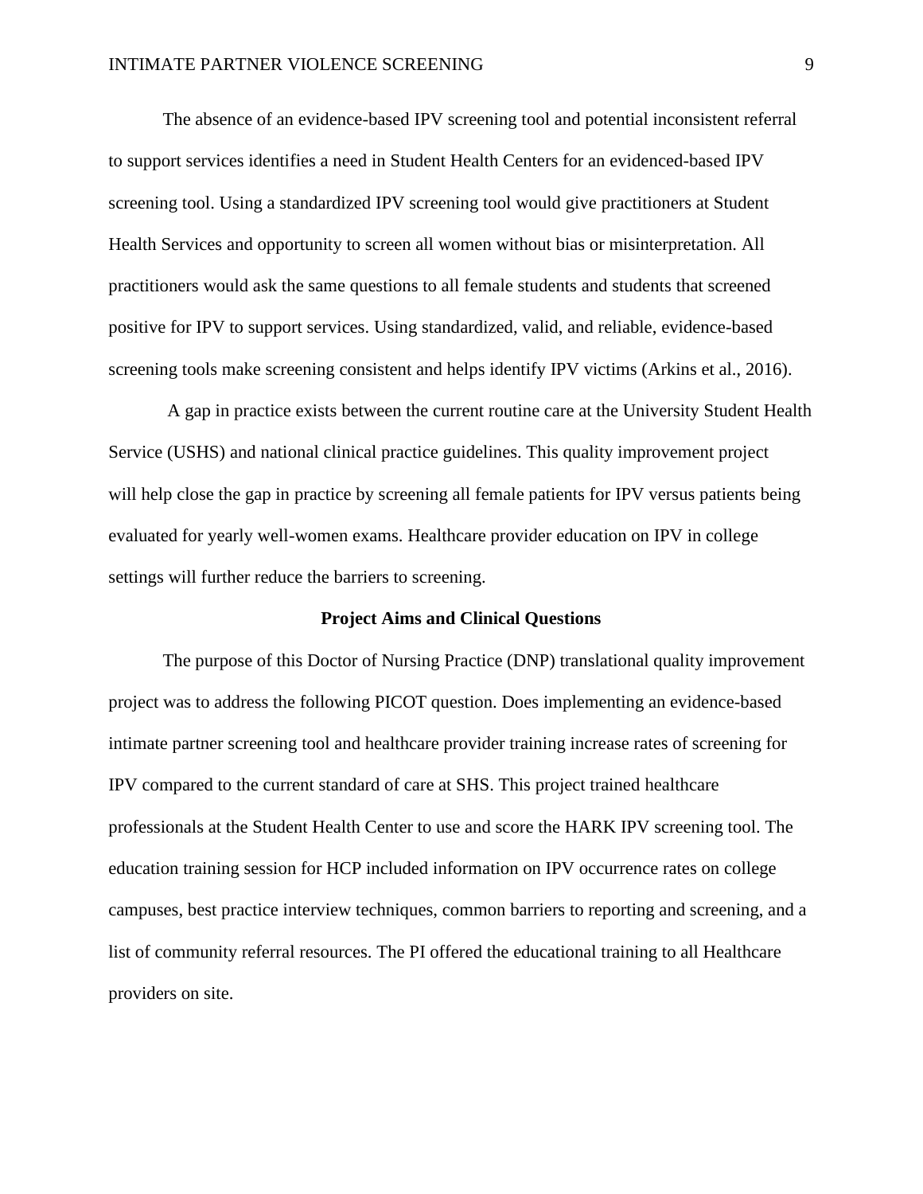The absence of an evidence-based IPV screening tool and potential inconsistent referral to support services identifies a need in Student Health Centers for an evidenced-based IPV screening tool. Using a standardized IPV screening tool would give practitioners at Student Health Services and opportunity to screen all women without bias or misinterpretation. All practitioners would ask the same questions to all female students and students that screened positive for IPV to support services. Using standardized, valid, and reliable, evidence-based screening tools make screening consistent and helps identify IPV victims (Arkins et al., 2016).

A gap in practice exists between the current routine care at the University Student Health Service (USHS) and national clinical practice guidelines. This quality improvement project will help close the gap in practice by screening all female patients for IPV versus patients being evaluated for yearly well-women exams. Healthcare provider education on IPV in college settings will further reduce the barriers to screening.

## Project Aims and Clinical Questions

The purpose of this Doctor of Nursing Practice (DNP) translational quality improvement project was to address the following PICOT question. Does implementing an evidence-based intimate partner screening tool and healthcare provider training increase rates of screening for IPV compared to the current standard of care at SHS. This project trained healthcare professionals at the Student Health Center to use and score the HARK IPV screening tool. The education training session for HCP included information on IPV occurrence rates on college campuses, best practice interview techniques, common barriers to reporting and screening, and a list of community referral resources. The PI offered the educational training to all Healthcare providers on site.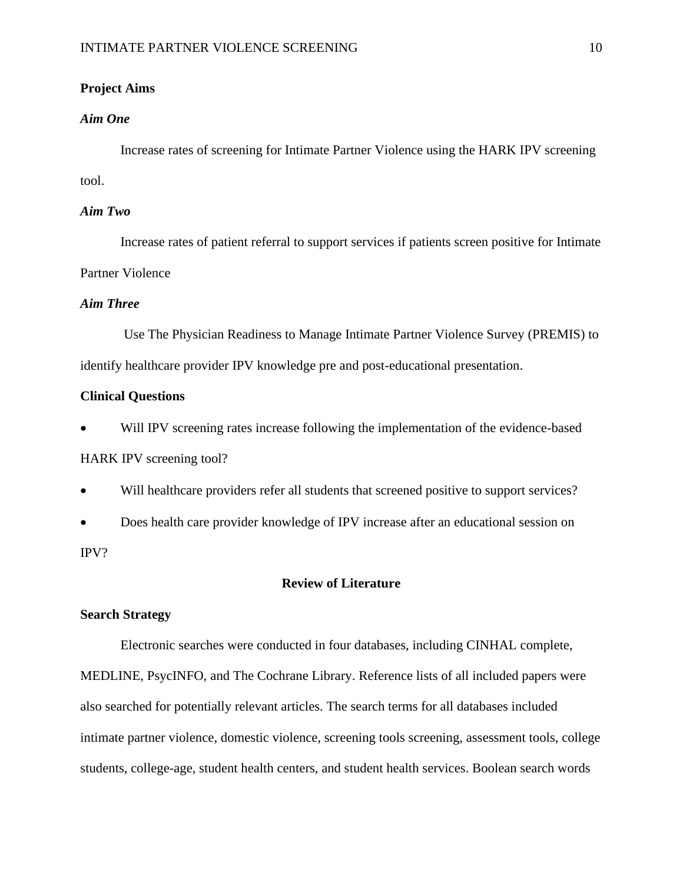## Project Aims

### *Aim One*

Increase rates of screening for Intimate Partner Violence using the HARK IPV screening tool.

### *Aim Two*

Increase rates of patient referral to support services if patients screen positive for Intimate Partner Violence

### *Aim Three*

Use The Physician Readiness to Manage Intimate Partner Violence Survey (PREMIS) to identify healthcare provider IPV knowledge pre and post-educational presentation.

## Clinical Questions

- Will IPV screening rates increase following the implementation of the evidence-based HARK IPV screening tool?
- Will healthcare providers refer all students that screened positive to support services?
- Does health care provider knowledge of IPV increase after an educational session on IPV?

# Review of Literature

## Search Strategy

Electronic searches were conducted in four databases, including CINHAL complete, MEDLINE, PsycINFO, and The Cochrane Library. Reference lists of all included papers were also searched for potentially relevant articles. The search terms for all databases included intimate partner violence, domestic violence, screening tools screening, assessment tools, college students, college-age, student health centers, and student health services. Boolean search words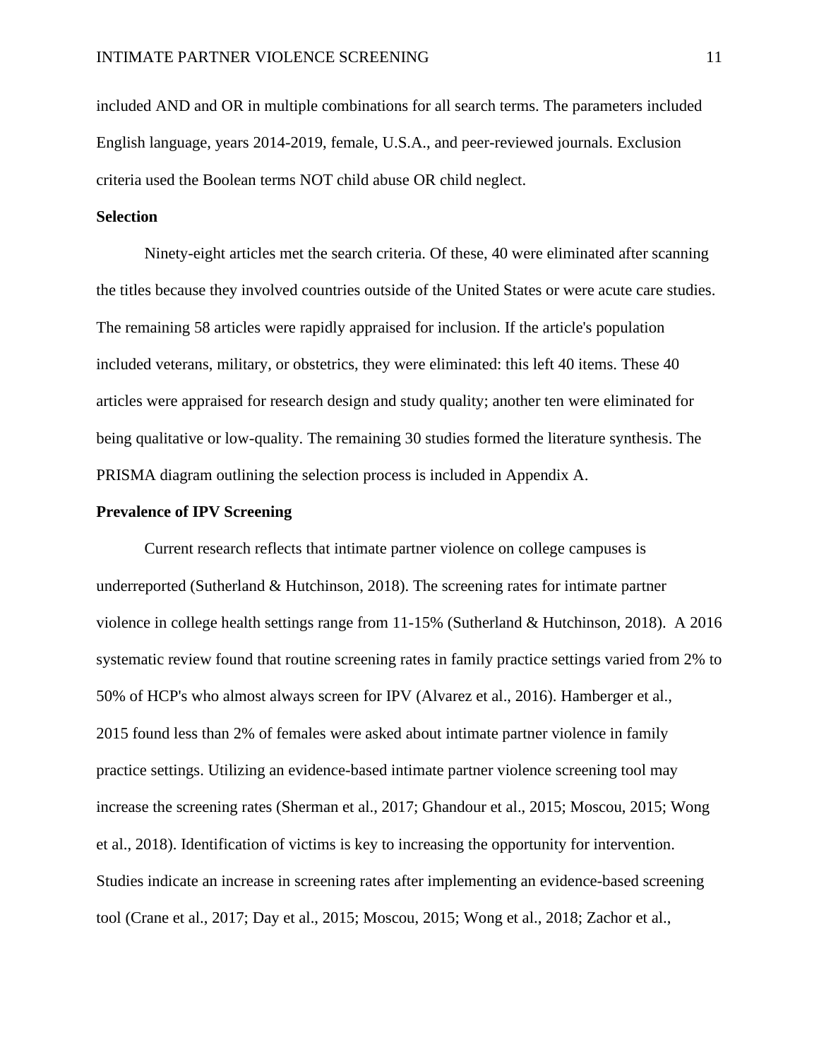included AND and OR in multiple combinations for all search terms. The parameters included English language, years 2014-2019, female, U.S.A., and peer-reviewed journals. Exclusion criteria used the Boolean terms NOT child abuse OR child neglect.

**Selection**

Ninety-eight articles met the search criteria. Of these, 40 were eliminated after scanning the titles because they involved countries outside of the United States or were acute care studies. The remaining 58 articles were rapidly appraised for inclusion. If the article's population included veterans, military, or obstetrics, they were eliminated: this left 40 items. These 40 articles were appraised for research design and study quality; another ten were eliminated for being qualitative or low-quality. The remaining 30 studies formed the literature synthesis. The PRISMA diagram outlining the selection process is included in Appendix A.

**Prevalence of IPV Screening**

Current research reflects that intimate partner violence on college campuses is underreported (Sutherland & Hutchinson, 2018). The screening rates for intimate partner violence in college health settings range from 11-15% (Sutherland & Hutchinson, 2018). A 2016 systematic review found that routine screening rates in family practice settings varied from 2% to 50% of HCP's who almost always screen for IPV (Alvarez et al., 2016). Hamberger et al., 2015 found less than 2% of females were asked about intimate partner violence in family practice settings. Utilizing an evidence-based intimate partner violence screening tool may increase the screening rates (Sherman et al., 2017; Ghandour et al., 2015; Moscou, 2015; Wong et al., 2018). Identification of victims is key to increasing the opportunity for intervention. Studies indicate an increase in screening rates after implementing an evidence-based screening tool (Crane et al., 2017; Day et al., 2015; Moscou, 2015; Wong et al., 2018; Zachor et al.,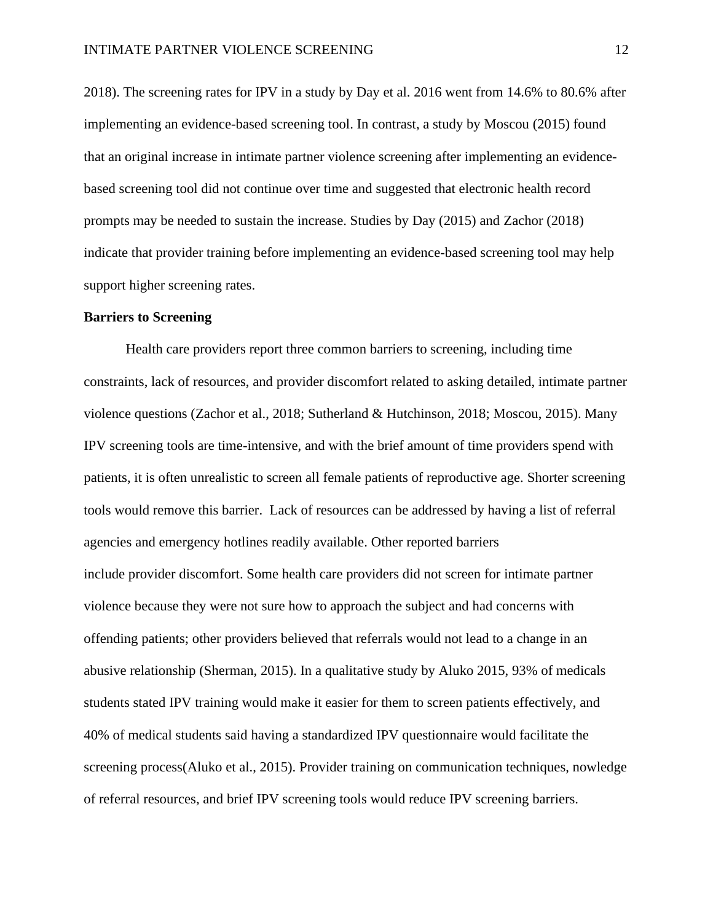2018). The screening rates for IPV in a study by Day et al. 2016 went from 14.6% to 80.6% after implementing an evidence-based screening tool. In contrast, a study by Moscou (2015) found that an original increase in intimate partner violence screening after implementing an evidence-based screening tool did not continue over time and suggested that electronic health record prompts may be needed to sustain the increase. Studies by Day (2015) and Zachor (2018) indicate that provider training before implementing an evidence-based screening tool may help support higher screening rates.

**Barriers to Screening**

Health care providers report three common barriers to screening, including time constraints, lack of resources, and provider discomfort related to asking detailed, intimate partner violence questions (Zachor et al., 2018; Sutherland & Hutchinson, 2018; Moscou, 2015). Many IPV screening tools are time-intensive, and with the brief amount of time providers spend with patients, it is often unrealistic to screen all female patients of reproductive age. Shorter screening tools would remove this barrier. Lack of resources can be addressed by having a list of referral agencies and emergency hotlines readily available. Other reported barriers include provider discomfort. Some health care providers did not screen for intimate partner violence because they were not sure how to approach the subject and had concerns with offending patients; other providers believed that referrals would not lead to a change in an abusive relationship (Sherman, 2015). In a qualitative study by Aluko 2015, 93% of medicals students stated IPV training would make it easier for them to screen patients effectively, and 40% of medical students said having a standardized IPV questionnaire would facilitate the screening process(Aluko et al., 2015). Provider training on communication techniques, nowledge of referral resources, and brief IPV screening tools would reduce IPV screening barriers.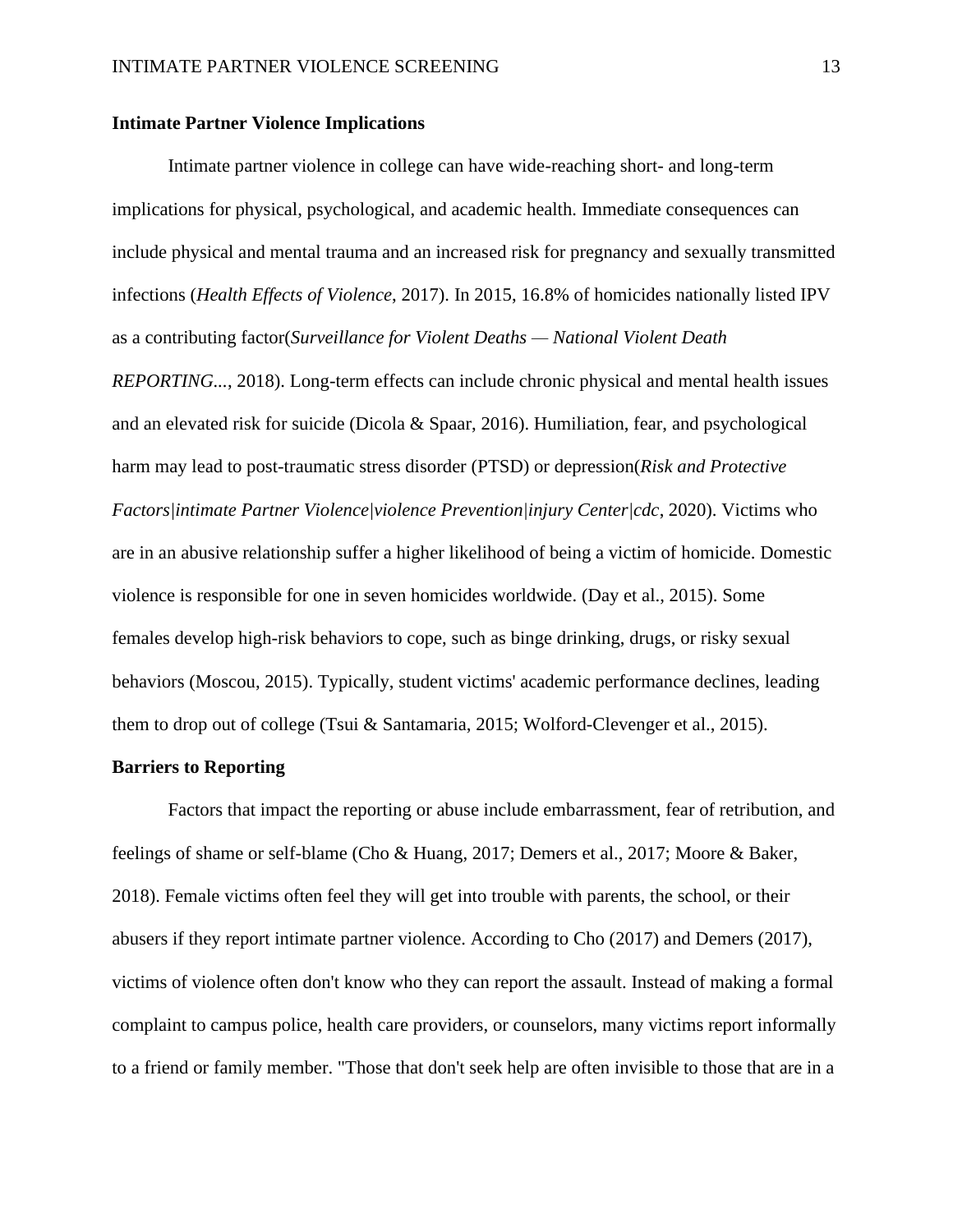**Intimate Partner Violence Implications**

Intimate partner violence in college can have wide-reaching short- and long-term implications for physical, psychological, and academic health. Immediate consequences can include physical and mental trauma and an increased risk for pregnancy and sexually transmitted infections (*Health Effects of Violence*, 2017). In 2015, 16.8% of homicides nationally listed IPV as a contributing factor(*Surveillance for Violent Deaths — National Violent Death REPORTING...*, 2018). Long-term effects can include chronic physical and mental health issues and an elevated risk for suicide (Dicola & Spaar, 2016). Humiliation, fear, and psychological harm may lead to post-traumatic stress disorder (PTSD) or depression(*Risk and Protective Factors|intimate Partner Violence|violence Prevention|injury Center|cdc*, 2020). Victims who are in an abusive relationship suffer a higher likelihood of being a victim of homicide. Domestic violence is responsible for one in seven homicides worldwide. (Day et al., 2015). Some females develop high-risk behaviors to cope, such as binge drinking, drugs, or risky sexual behaviors (Moscou, 2015). Typically, student victims' academic performance declines, leading them to drop out of college (Tsui & Santamaria, 2015; Wolford-Clevenger et al., 2015).

**Barriers to Reporting**

Factors that impact the reporting or abuse include embarrassment, fear of retribution, and feelings of shame or self-blame (Cho & Huang, 2017; Demers et al., 2017; Moore & Baker, 2018). Female victims often feel they will get into trouble with parents, the school, or their abusers if they report intimate partner violence. According to Cho (2017) and Demers (2017), victims of violence often don't know who they can report the assault. Instead of making a formal complaint to campus police, health care providers, or counselors, many victims report informally to a friend or family member. "Those that don't seek help are often invisible to those that are in a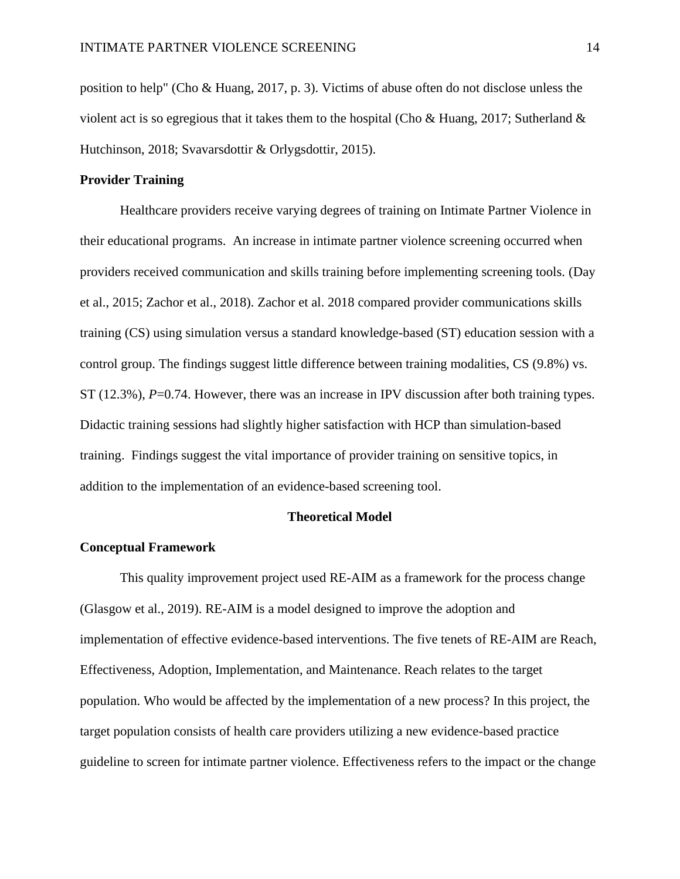position to help" (Cho & Huang, 2017, p. 3). Victims of abuse often do not disclose unless the violent act is so egregious that it takes them to the hospital (Cho & Huang, 2017; Sutherland & Hutchinson, 2018; Svavarsdottir & Orlygsdottir, 2015).

**Provider Training**

Healthcare providers receive varying degrees of training on Intimate Partner Violence in their educational programs. An increase in intimate partner violence screening occurred when providers received communication and skills training before implementing screening tools. (Day et al., 2015; Zachor et al., 2018). Zachor et al. 2018 compared provider communications skills training (CS) using simulation versus a standard knowledge-based (ST) education session with a control group. The findings suggest little difference between training modalities, CS (9.8%) vs. ST (12.3%), $P=0.74$. However, there was an increase in IPV discussion after both training types. Didactic training sessions had slightly higher satisfaction with HCP than simulation-based training. Findings suggest the vital importance of provider training on sensitive topics, in addition to the implementation of an evidence-based screening tool.

## Theoretical Model

**Conceptual Framework**

This quality improvement project used RE-AIM as a framework for the process change (Glasgow et al., 2019). RE-AIM is a model designed to improve the adoption and implementation of effective evidence-based interventions. The five tenets of RE-AIM are Reach, Effectiveness, Adoption, Implementation, and Maintenance. Reach relates to the target population. Who would be affected by the implementation of a new process? In this project, the target population consists of health care providers utilizing a new evidence-based practice guideline to screen for intimate partner violence. Effectiveness refers to the impact or the change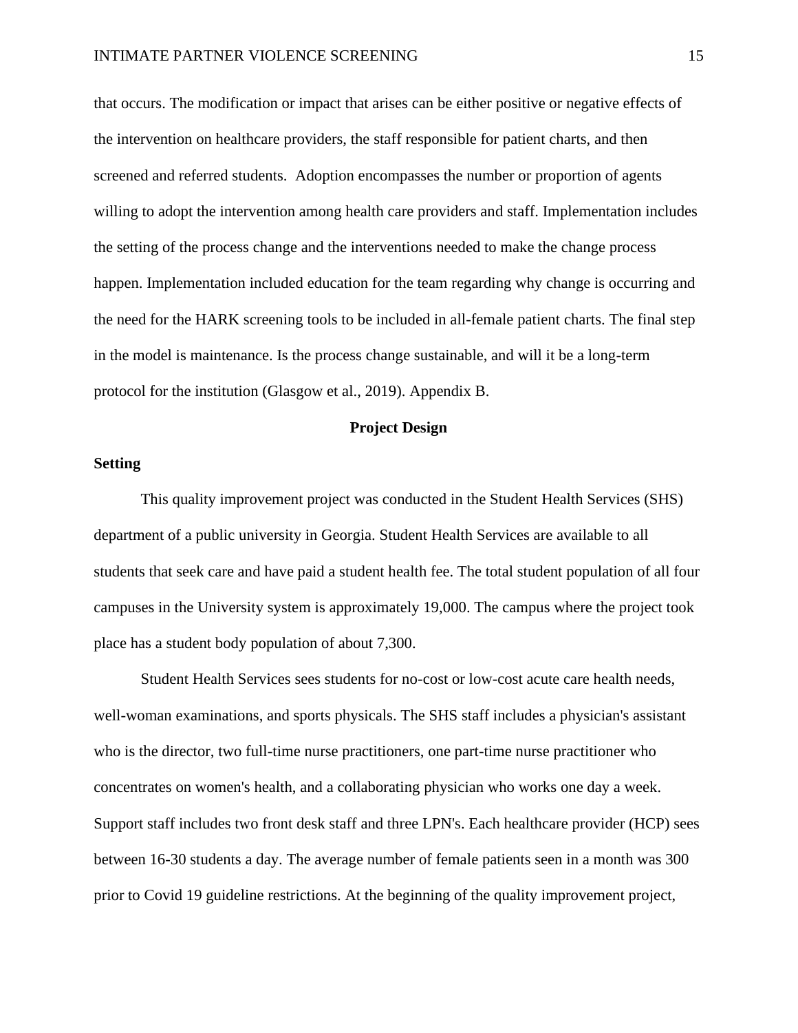that occurs. The modification or impact that arises can be either positive or negative effects of the intervention on healthcare providers, the staff responsible for patient charts, and then screened and referred students.  Adoption encompasses the number or proportion of agents willing to adopt the intervention among health care providers and staff. Implementation includes the setting of the process change and the interventions needed to make the change process happen. Implementation included education for the team regarding why change is occurring and the need for the HARK screening tools to be included in all-female patient charts. The final step in the model is maintenance. Is the process change sustainable, and will it be a long-term protocol for the institution (Glasgow et al., 2019). Appendix B.

## Project Design

### Setting

This quality improvement project was conducted in the Student Health Services (SHS) department of a public university in Georgia. Student Health Services are available to all students that seek care and have paid a student health fee. The total student population of all four campuses in the University system is approximately 19,000. The campus where the project took place has a student body population of about 7,300.

Student Health Services sees students for no-cost or low-cost acute care health needs, well-woman examinations, and sports physicals. The SHS staff includes a physician's assistant who is the director, two full-time nurse practitioners, one part-time nurse practitioner who concentrates on women's health, and a collaborating physician who works one day a week. Support staff includes two front desk staff and three LPN's. Each healthcare provider (HCP) sees between 16-30 students a day. The average number of female patients seen in a month was 300 prior to Covid 19 guideline restrictions. At the beginning of the quality improvement project,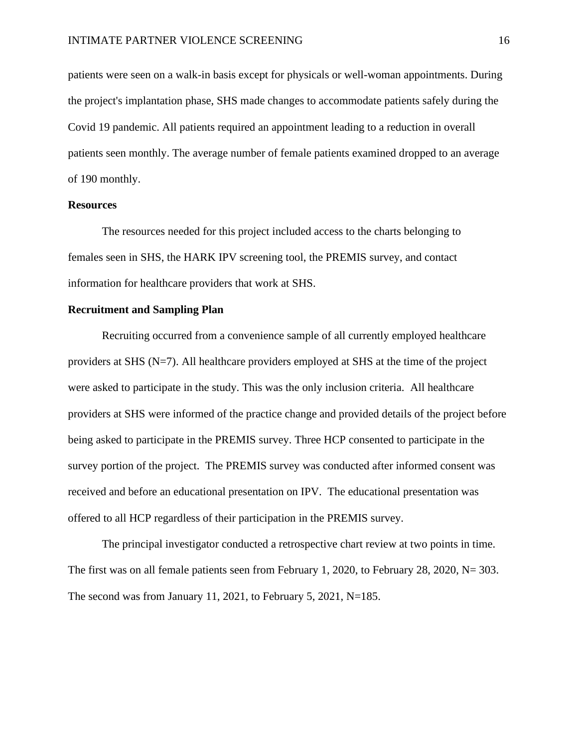patients were seen on a walk-in basis except for physicals or well-woman appointments. During the project's implantation phase, SHS made changes to accommodate patients safely during the Covid 19 pandemic. All patients required an appointment leading to a reduction in overall patients seen monthly. The average number of female patients examined dropped to an average of 190 monthly.

**Resources**

The resources needed for this project included access to the charts belonging to females seen in SHS, the HARK IPV screening tool, the PREMIS survey, and contact information for healthcare providers that work at SHS.

**Recruitment and Sampling Plan**

Recruiting occurred from a convenience sample of all currently employed healthcare providers at SHS (N=7). All healthcare providers employed at SHS at the time of the project were asked to participate in the study. This was the only inclusion criteria. All healthcare providers at SHS were informed of the practice change and provided details of the project before being asked to participate in the PREMIS survey. Three HCP consented to participate in the survey portion of the project. The PREMIS survey was conducted after informed consent was received and before an educational presentation on IPV. The educational presentation was offered to all HCP regardless of their participation in the PREMIS survey.

The principal investigator conducted a retrospective chart review at two points in time. The first was on all female patients seen from February 1, 2020, to February 28, 2020, N= 303. The second was from January 11, 2021, to February 5, 2021, N=185.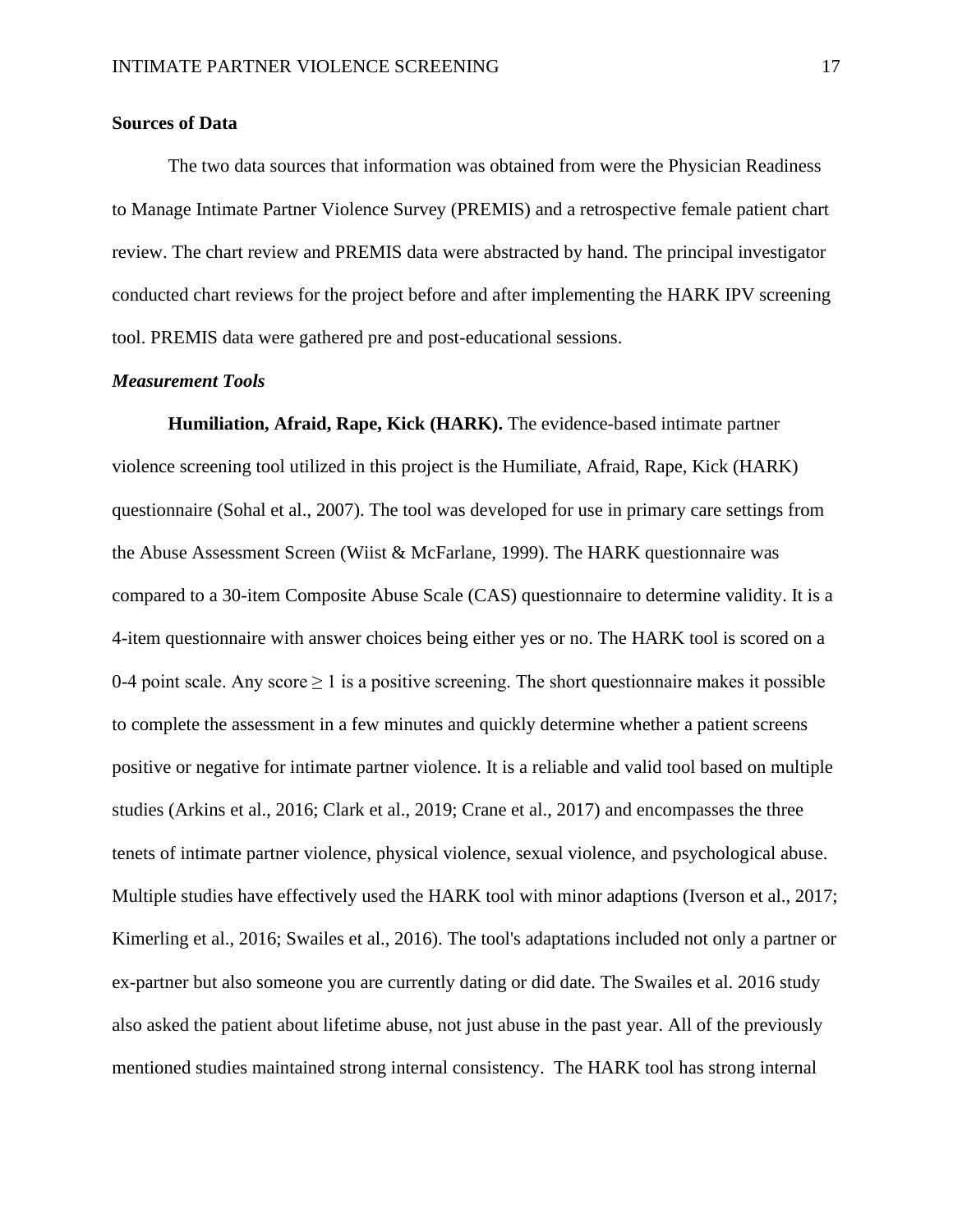## Sources of Data

The two data sources that information was obtained from were the Physician Readiness to Manage Intimate Partner Violence Survey (PREMIS) and a retrospective female patient chart review. The chart review and PREMIS data were abstracted by hand. The principal investigator conducted chart reviews for the project before and after implementing the HARK IPV screening tool. PREMIS data were gathered pre and post-educational sessions.

### *Measurement Tools*

**Humiliation, Afraid, Rape, Kick (HARK).** The evidence-based intimate partner violence screening tool utilized in this project is the Humiliate, Afraid, Rape, Kick (HARK) questionnaire (Sohal et al., 2007). The tool was developed for use in primary care settings from the Abuse Assessment Screen (Wiist & McFarlane, 1999). The HARK questionnaire was compared to a 30-item Composite Abuse Scale (CAS) questionnaire to determine validity. It is a 4-item questionnaire with answer choices being either yes or no. The HARK tool is scored on a 0-4 point scale. Any score $\geq 1$ is a positive screening. The short questionnaire makes it possible to complete the assessment in a few minutes and quickly determine whether a patient screens positive or negative for intimate partner violence. It is a reliable and valid tool based on multiple studies (Arkins et al., 2016; Clark et al., 2019; Crane et al., 2017) and encompasses the three tenets of intimate partner violence, physical violence, sexual violence, and psychological abuse. Multiple studies have effectively used the HARK tool with minor adaptions (Iverson et al., 2017; Kimerling et al., 2016; Swailes et al., 2016). The tool's adaptations included not only a partner or ex-partner but also someone you are currently dating or did date. The Swailes et al. 2016 study also asked the patient about lifetime abuse, not just abuse in the past year. All of the previously mentioned studies maintained strong internal consistency. The HARK tool has strong internal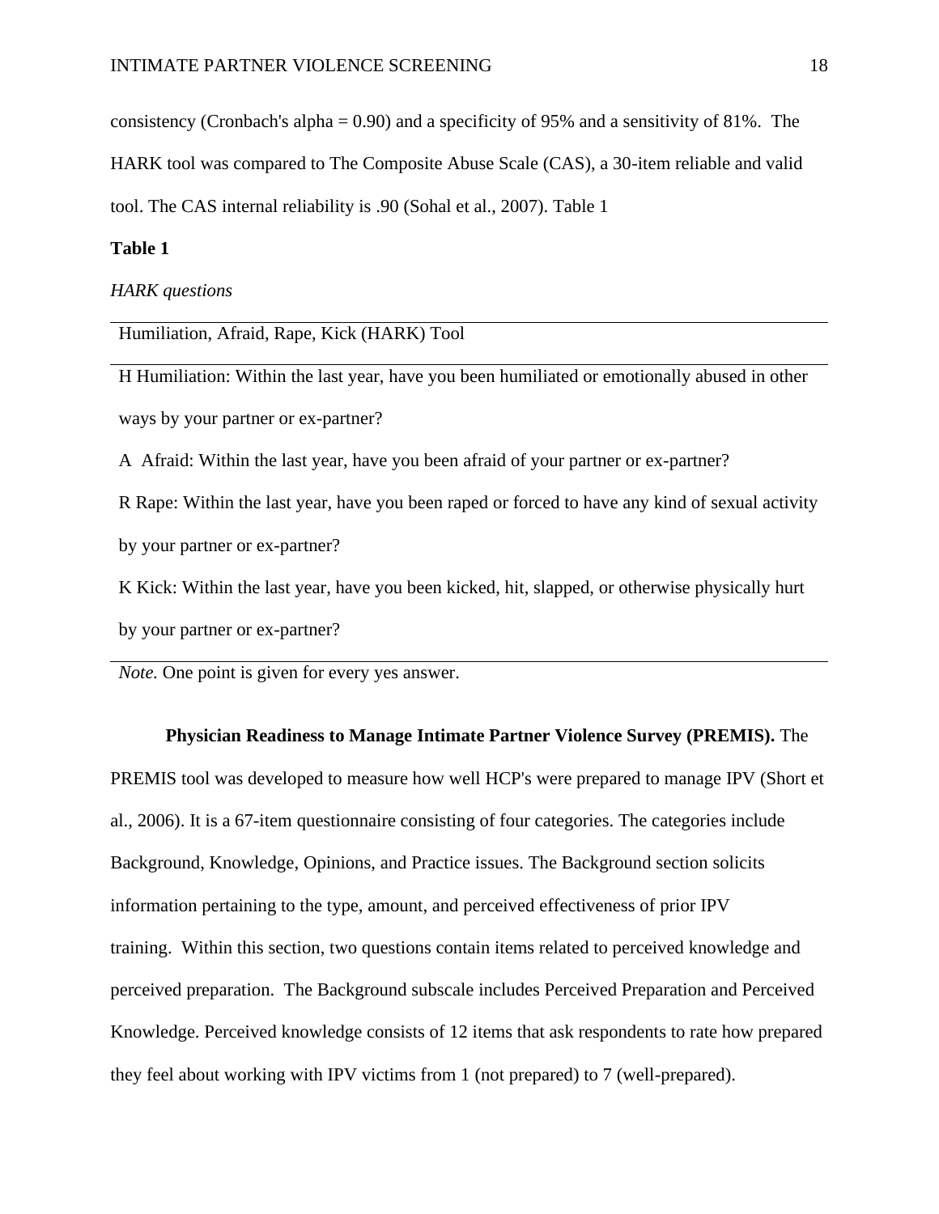consistency (Cronbach's alpha = 0.90) and a specificity of 95% and a sensitivity of 81%. The HARK tool was compared to The Composite Abuse Scale (CAS), a 30-item reliable and valid tool. The CAS internal reliability is .90 (Sohal et al., 2007). Table 1

**Table 1**

*HARK questions*

| Humiliation, Afraid, Rape, Kick (HARK) Tool |
|---|
| H Humiliation: Within the last year, have you been humiliated or emotionally abused in other ways by your partner or ex-partner? |
| A Afraid: Within the last year, have you been afraid of your partner or ex-partner? |
| R Rape: Within the last year, have you been raped or forced to have any kind of sexual activity by your partner or ex-partner? |
| K Kick: Within the last year, have you been kicked, hit, slapped, or otherwise physically hurt by your partner or ex-partner? |

*Note.* One point is given for every yes answer.

**Physician Readiness to Manage Intimate Partner Violence Survey (PREMIS).** The PREMIS tool was developed to measure how well HCP's were prepared to manage IPV (Short et al., 2006). It is a 67-item questionnaire consisting of four categories. The categories include Background, Knowledge, Opinions, and Practice issues. The Background section solicits information pertaining to the type, amount, and perceived effectiveness of prior IPV training. Within this section, two questions contain items related to perceived knowledge and perceived preparation. The Background subscale includes Perceived Preparation and Perceived Knowledge. Perceived knowledge consists of 12 items that ask respondents to rate how prepared they feel about working with IPV victims from 1 (not prepared) to 7 (well-prepared).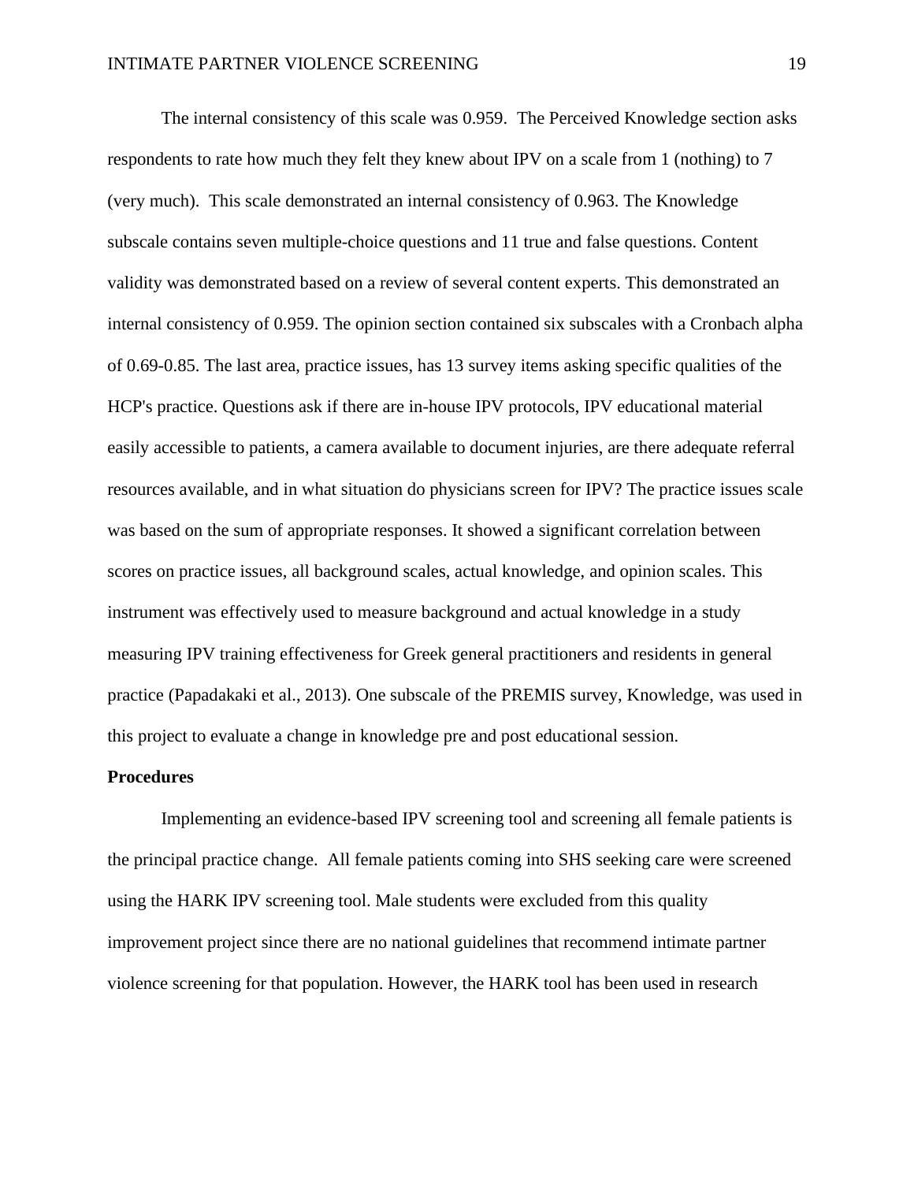The internal consistency of this scale was 0.959.  The Perceived Knowledge section asks respondents to rate how much they felt they knew about IPV on a scale from 1 (nothing) to 7 (very much).  This scale demonstrated an internal consistency of 0.963. The Knowledge subscale contains seven multiple-choice questions and 11 true and false questions. Content validity was demonstrated based on a review of several content experts. This demonstrated an internal consistency of 0.959. The opinion section contained six subscales with a Cronbach alpha of 0.69-0.85. The last area, practice issues, has 13 survey items asking specific qualities of the HCP's practice. Questions ask if there are in-house IPV protocols, IPV educational material easily accessible to patients, a camera available to document injuries, are there adequate referral resources available, and in what situation do physicians screen for IPV? The practice issues scale was based on the sum of appropriate responses. It showed a significant correlation between scores on practice issues, all background scales, actual knowledge, and opinion scales. This instrument was effectively used to measure background and actual knowledge in a study measuring IPV training effectiveness for Greek general practitioners and residents in general practice (Papadakaki et al., 2013). One subscale of the PREMIS survey, Knowledge, was used in this project to evaluate a change in knowledge pre and post educational session.

**Procedures**

Implementing an evidence-based IPV screening tool and screening all female patients is the principal practice change.  All female patients coming into SHS seeking care were screened using the HARK IPV screening tool. Male students were excluded from this quality improvement project since there are no national guidelines that recommend intimate partner violence screening for that population. However, the HARK tool has been used in research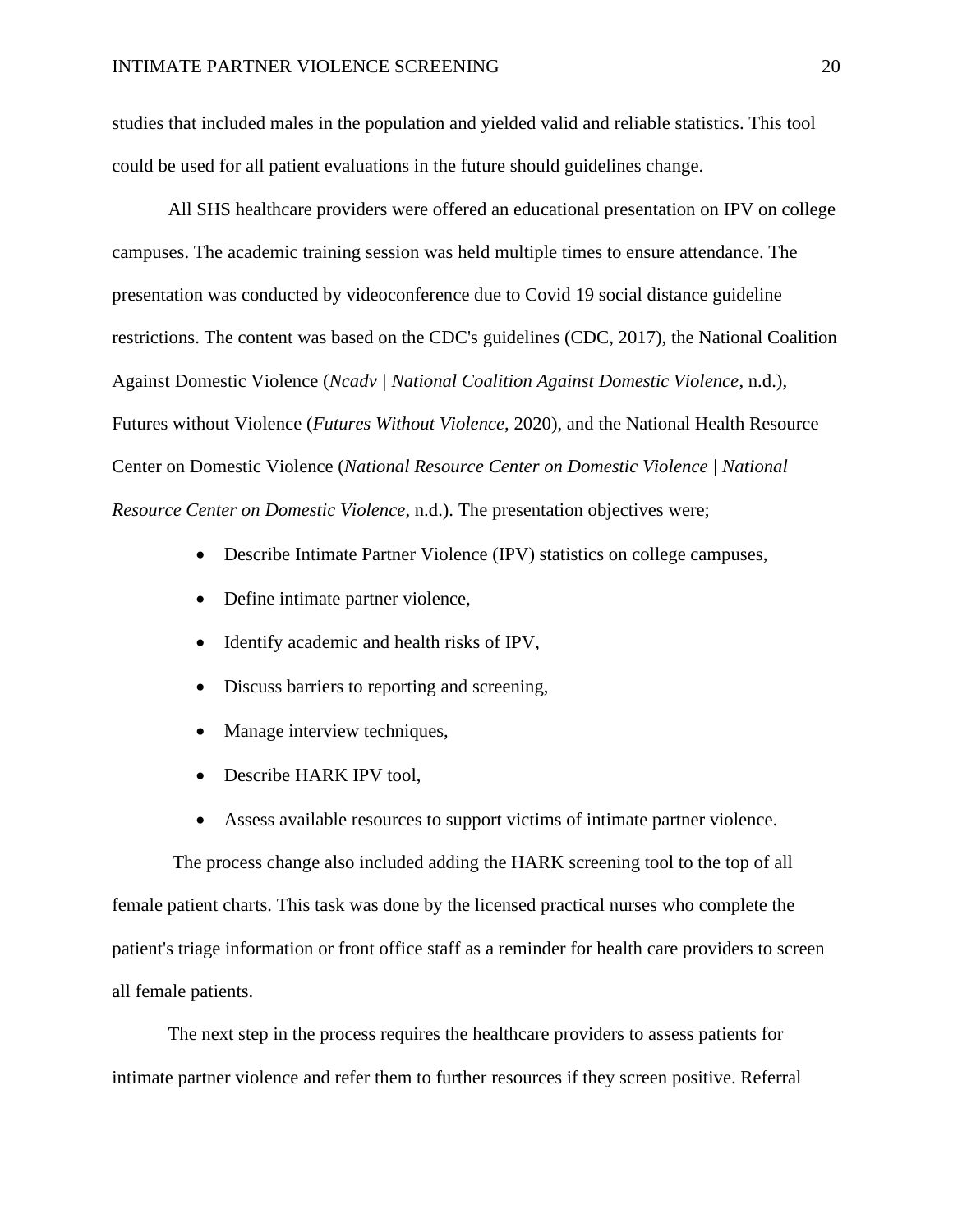studies that included males in the population and yielded valid and reliable statistics. This tool could be used for all patient evaluations in the future should guidelines change.

All SHS healthcare providers were offered an educational presentation on IPV on college campuses. The academic training session was held multiple times to ensure attendance. The presentation was conducted by videoconference due to Covid 19 social distance guideline restrictions. The content was based on the CDC's guidelines (CDC, 2017), the National Coalition Against Domestic Violence (*Ncadv | National Coalition Against Domestic Violence*, n.d.), Futures without Violence (*Futures Without Violence*, 2020), and the National Health Resource Center on Domestic Violence (*National Resource Center on Domestic Violence | National Resource Center on Domestic Violence*, n.d.). The presentation objectives were;

- Describe Intimate Partner Violence (IPV) statistics on college campuses,
- Define intimate partner violence,
- Identify academic and health risks of IPV,
- Discuss barriers to reporting and screening,
- Manage interview techniques,
- Describe HARK IPV tool,
- Assess available resources to support victims of intimate partner violence.

The process change also included adding the HARK screening tool to the top of all female patient charts. This task was done by the licensed practical nurses who complete the patient's triage information or front office staff as a reminder for health care providers to screen all female patients.

The next step in the process requires the healthcare providers to assess patients for intimate partner violence and refer them to further resources if they screen positive. Referral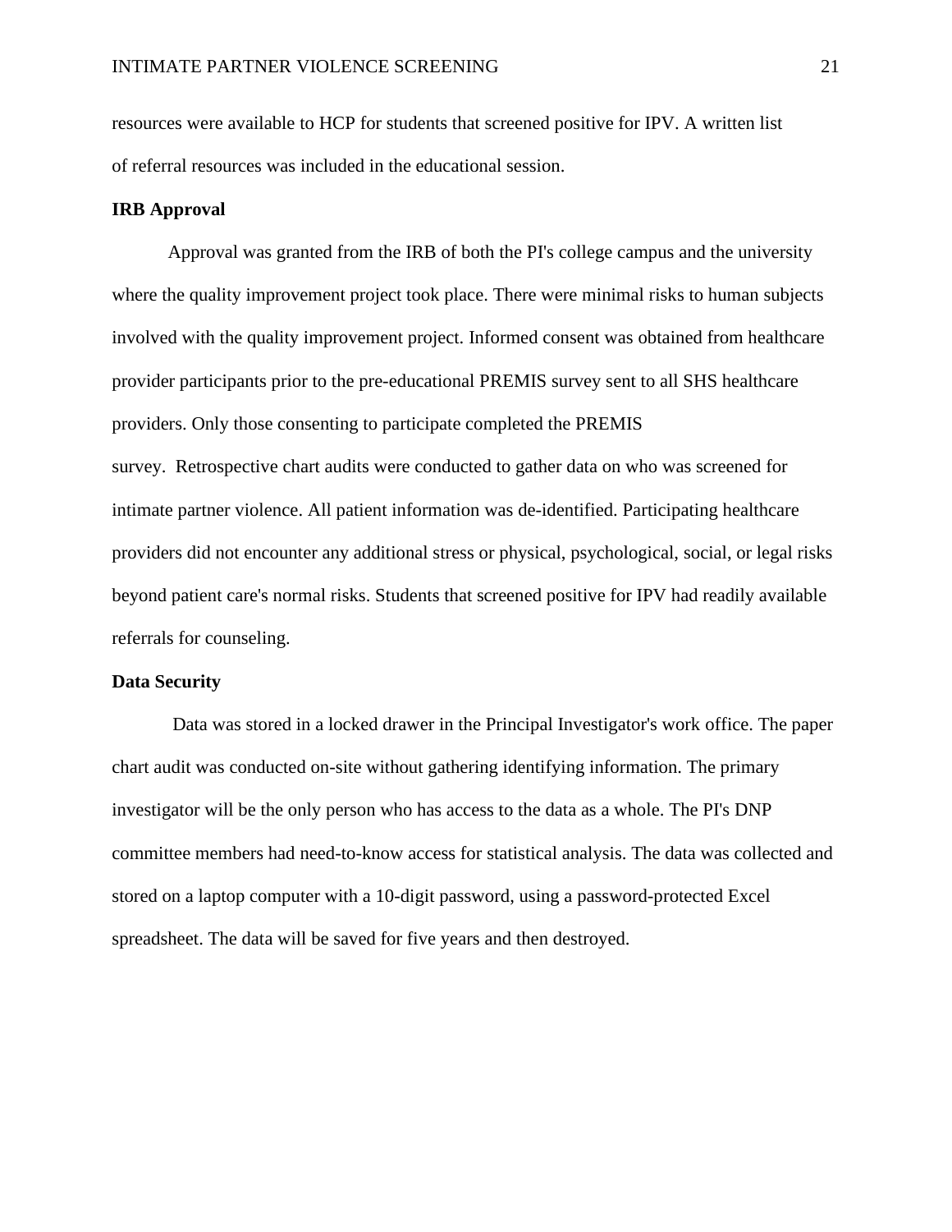resources were available to HCP for students that screened positive for IPV. A written list of referral resources was included in the educational session.

**IRB Approval**

Approval was granted from the IRB of both the PI's college campus and the university where the quality improvement project took place. There were minimal risks to human subjects involved with the quality improvement project. Informed consent was obtained from healthcare provider participants prior to the pre-educational PREMIS survey sent to all SHS healthcare providers. Only those consenting to participate completed the PREMIS survey. Retrospective chart audits were conducted to gather data on who was screened for intimate partner violence. All patient information was de-identified. Participating healthcare providers did not encounter any additional stress or physical, psychological, social, or legal risks beyond patient care's normal risks. Students that screened positive for IPV had readily available referrals for counseling.

**Data Security**

Data was stored in a locked drawer in the Principal Investigator's work office. The paper chart audit was conducted on-site without gathering identifying information. The primary investigator will be the only person who has access to the data as a whole. The PI's DNP committee members had need-to-know access for statistical analysis. The data was collected and stored on a laptop computer with a 10-digit password, using a password-protected Excel spreadsheet. The data will be saved for five years and then destroyed.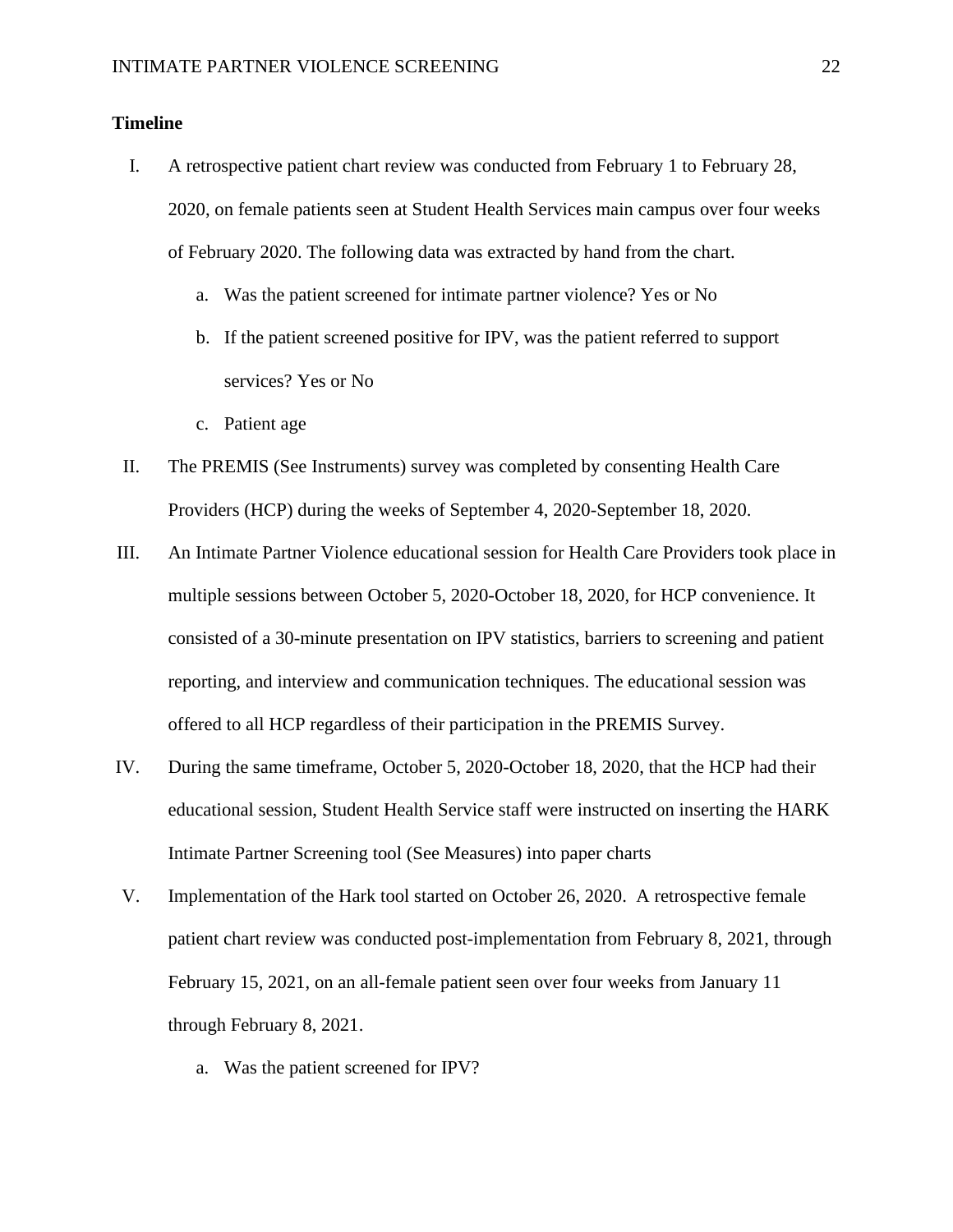**Timeline**

I. A retrospective patient chart review was conducted from February 1 to February 28, 2020, on female patients seen at Student Health Services main campus over four weeks of February 2020. The following data was extracted by hand from the chart.

   a. Was the patient screened for intimate partner violence? Yes or No

   b. If the patient screened positive for IPV, was the patient referred to support services? Yes or No

   c. Patient age

II. The PREMIS (See Instruments) survey was completed by consenting Health Care Providers (HCP) during the weeks of September 4, 2020-September 18, 2020.

III. An Intimate Partner Violence educational session for Health Care Providers took place in multiple sessions between October 5, 2020-October 18, 2020, for HCP convenience. It consisted of a 30-minute presentation on IPV statistics, barriers to screening and patient reporting, and interview and communication techniques. The educational session was offered to all HCP regardless of their participation in the PREMIS Survey.

IV. During the same timeframe, October 5, 2020-October 18, 2020, that the HCP had their educational session, Student Health Service staff were instructed on inserting the HARK Intimate Partner Screening tool (See Measures) into paper charts

V. Implementation of the Hark tool started on October 26, 2020. A retrospective female patient chart review was conducted post-implementation from February 8, 2021, through February 15, 2021, on an all-female patient seen over four weeks from January 11 through February 8, 2021.

   a. Was the patient screened for IPV?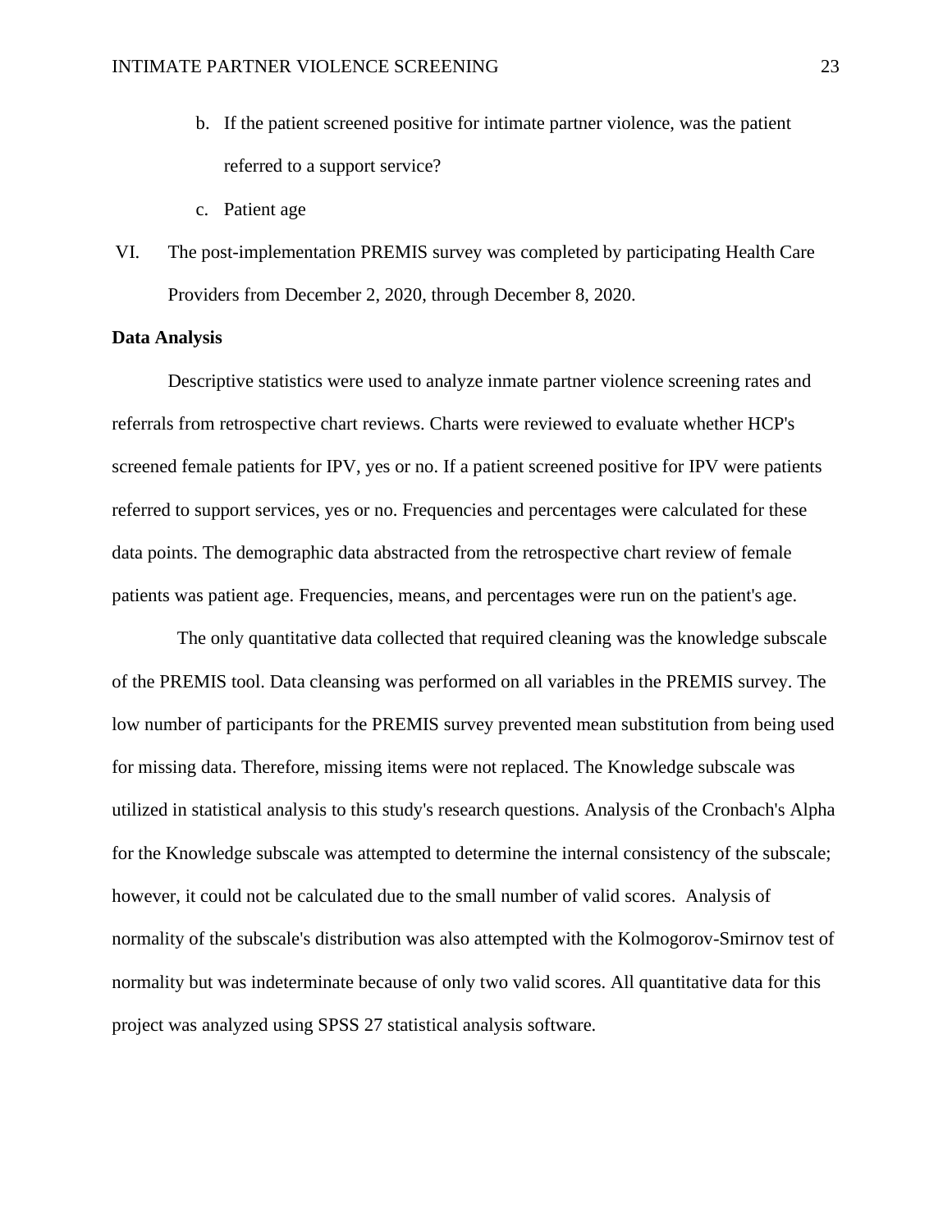b. If the patient screened positive for intimate partner violence, was the patient referred to a support service?

c. Patient age

VI. The post-implementation PREMIS survey was completed by participating Health Care Providers from December 2, 2020, through December 8, 2020.

**Data Analysis**

Descriptive statistics were used to analyze inmate partner violence screening rates and referrals from retrospective chart reviews. Charts were reviewed to evaluate whether HCP's screened female patients for IPV, yes or no. If a patient screened positive for IPV were patients referred to support services, yes or no. Frequencies and percentages were calculated for these data points. The demographic data abstracted from the retrospective chart review of female patients was patient age. Frequencies, means, and percentages were run on the patient's age.

The only quantitative data collected that required cleaning was the knowledge subscale of the PREMIS tool. Data cleansing was performed on all variables in the PREMIS survey. The low number of participants for the PREMIS survey prevented mean substitution from being used for missing data. Therefore, missing items were not replaced. The Knowledge subscale was utilized in statistical analysis to this study's research questions. Analysis of the Cronbach's Alpha for the Knowledge subscale was attempted to determine the internal consistency of the subscale; however, it could not be calculated due to the small number of valid scores. Analysis of normality of the subscale's distribution was also attempted with the Kolmogorov-Smirnov test of normality but was indeterminate because of only two valid scores. All quantitative data for this project was analyzed using SPSS 27 statistical analysis software.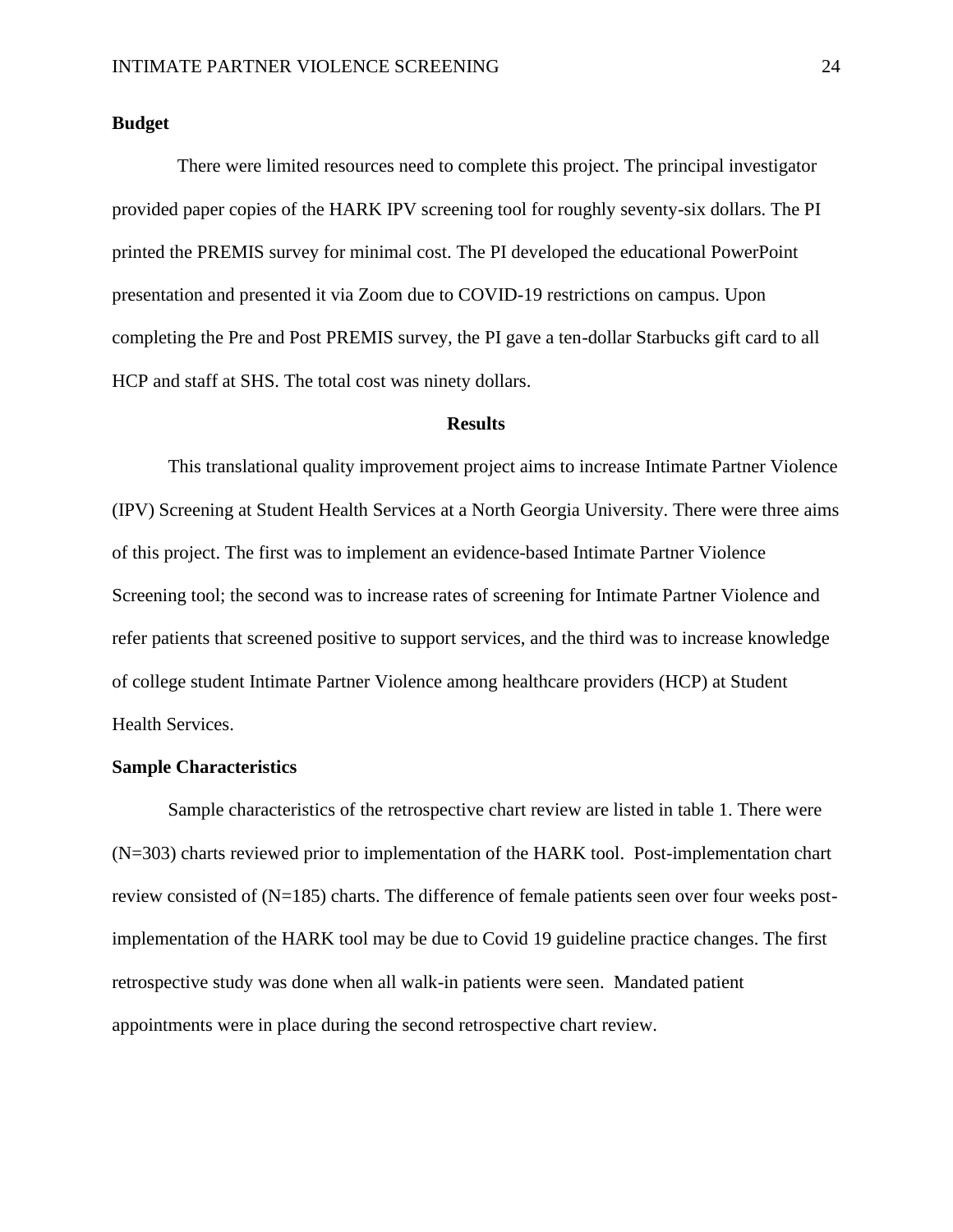**Budget**

There were limited resources need to complete this project. The principal investigator provided paper copies of the HARK IPV screening tool for roughly seventy-six dollars. The PI printed the PREMIS survey for minimal cost. The PI developed the educational PowerPoint presentation and presented it via Zoom due to COVID-19 restrictions on campus. Upon completing the Pre and Post PREMIS survey, the PI gave a ten-dollar Starbucks gift card to all HCP and staff at SHS. The total cost was ninety dollars.

## Results

This translational quality improvement project aims to increase Intimate Partner Violence (IPV) Screening at Student Health Services at a North Georgia University. There were three aims of this project. The first was to implement an evidence-based Intimate Partner Violence Screening tool; the second was to increase rates of screening for Intimate Partner Violence and refer patients that screened positive to support services, and the third was to increase knowledge of college student Intimate Partner Violence among healthcare providers (HCP) at Student Health Services.

**Sample Characteristics**

Sample characteristics of the retrospective chart review are listed in table 1. There were (N=303) charts reviewed prior to implementation of the HARK tool. Post-implementation chart review consisted of (N=185) charts. The difference of female patients seen over four weeks post-implementation of the HARK tool may be due to Covid 19 guideline practice changes. The first retrospective study was done when all walk-in patients were seen. Mandated patient appointments were in place during the second retrospective chart review.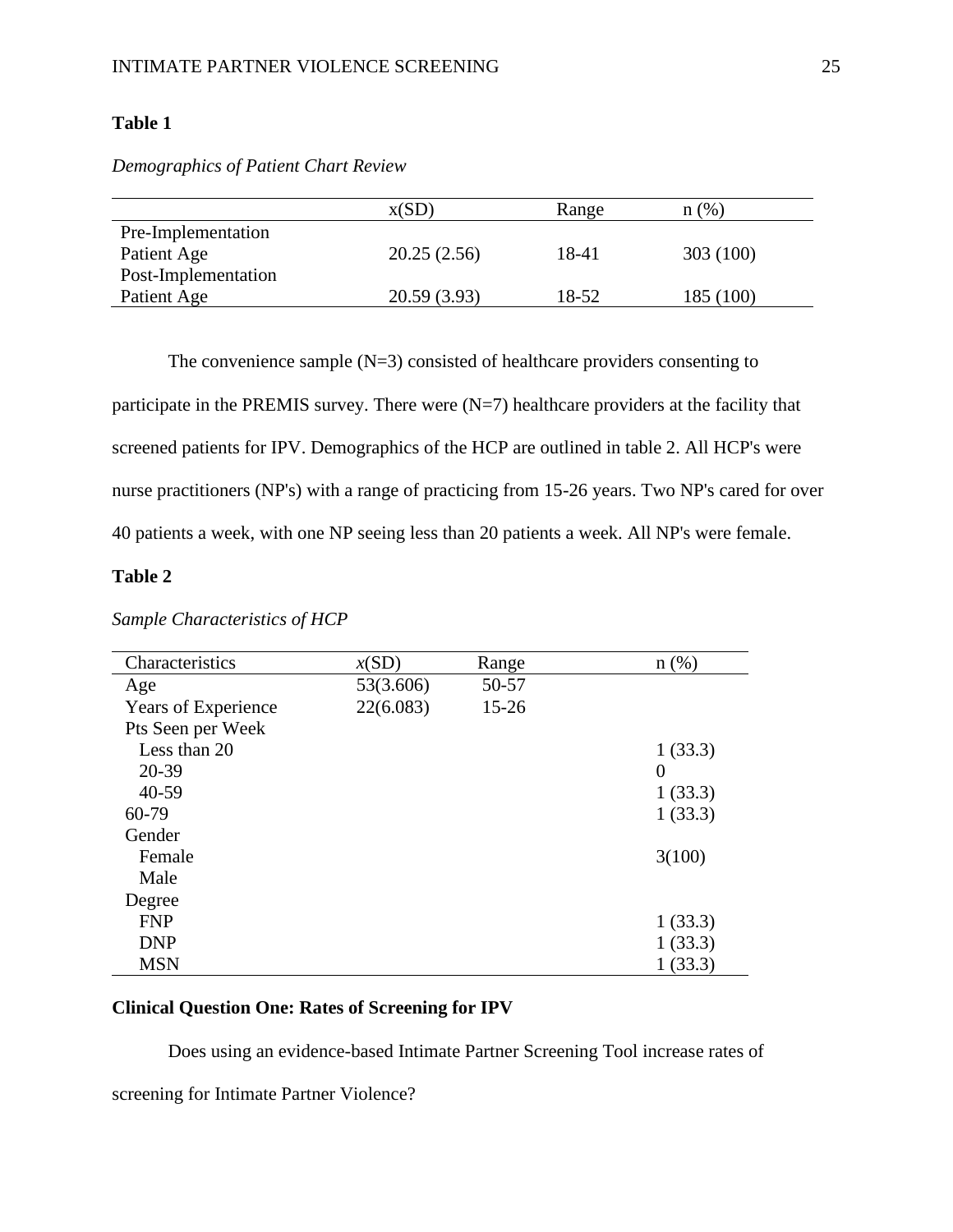**Table 1**

*Demographics of Patient Chart Review*

| | x(SD) | Range | n (%) |
|---|---|---|---|
| Pre-Implementation | | | |
| Patient Age | 20.25 (2.56) | 18-41 | 303 (100) |
| Post-Implementation | | | |
| Patient Age | 20.59 (3.93) | 18-52 | 185 (100) |

The convenience sample (N=3) consisted of healthcare providers consenting to participate in the PREMIS survey. There were (N=7) healthcare providers at the facility that screened patients for IPV. Demographics of the HCP are outlined in table 2. All HCP's were nurse practitioners (NP's) with a range of practicing from 15-26 years. Two NP's cared for over 40 patients a week, with one NP seeing less than 20 patients a week. All NP's were female.

**Table 2**

*Sample Characteristics of HCP*

| Characteristics | *x*(SD) | Range | n (%) |
|---|---|---|---|
| Age | 53(3.606) | 50-57 | |
| Years of Experience | 22(6.083) | 15-26 | |
| Pts Seen per Week | | | |
| Less than 20 | | | 1 (33.3) |
| 20-39 | | | 0 |
| 40-59 | | | 1 (33.3) |
| 60-79 | | | 1 (33.3) |
| Gender | | | |
| Female | | | 3(100) |
| Male | | | |
| Degree | | | |
| FNP | | | 1 (33.3) |
| DNP | | | 1 (33.3) |
| MSN | | | 1 (33.3) |

**Clinical Question One: Rates of Screening for IPV**

Does using an evidence-based Intimate Partner Screening Tool increase rates of screening for Intimate Partner Violence?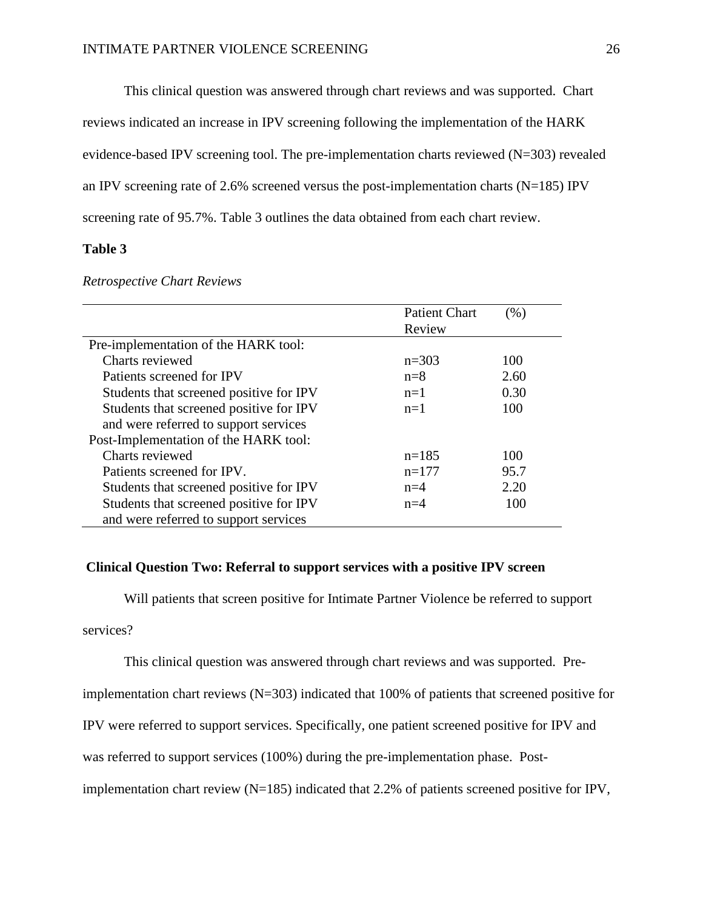This clinical question was answered through chart reviews and was supported. Chart reviews indicated an increase in IPV screening following the implementation of the HARK evidence-based IPV screening tool. The pre-implementation charts reviewed (N=303) revealed an IPV screening rate of 2.6% screened versus the post-implementation charts (N=185) IPV screening rate of 95.7%. Table 3 outlines the data obtained from each chart review.

**Table 3**

*Retrospective Chart Reviews*

| | Patient Chart Review | (%) |
|---|---|---|
| Pre-implementation of the HARK tool: | | |
| Charts reviewed | n=303 | 100 |
| Patients screened for IPV | n=8 | 2.60 |
| Students that screened positive for IPV | n=1 | 0.30 |
| Students that screened positive for IPV and were referred to support services | n=1 | 100 |
| Post-Implementation of the HARK tool: | | |
| Charts reviewed | n=185 | 100 |
| Patients screened for IPV. | n=177 | 95.7 |
| Students that screened positive for IPV | n=4 | 2.20 |
| Students that screened positive for IPV and were referred to support services | n=4 | 100 |

### Clinical Question Two: Referral to support services with a positive IPV screen

Will patients that screen positive for Intimate Partner Violence be referred to support services?

This clinical question was answered through chart reviews and was supported. Pre-implementation chart reviews (N=303) indicated that 100% of patients that screened positive for IPV were referred to support services. Specifically, one patient screened positive for IPV and was referred to support services (100%) during the pre-implementation phase. Post-implementation chart review (N=185) indicated that 2.2% of patients screened positive for IPV,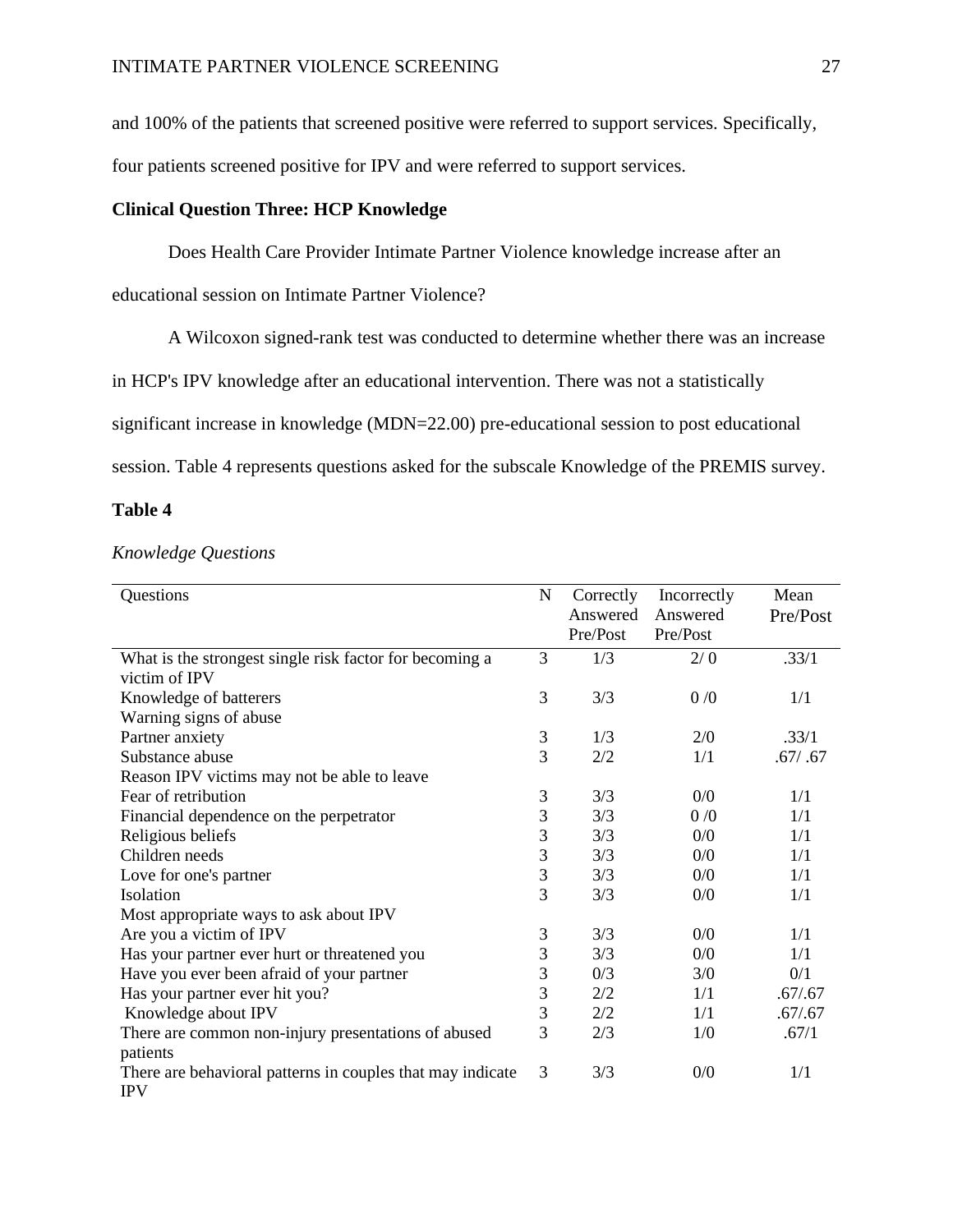and 100% of the patients that screened positive were referred to support services. Specifically, four patients screened positive for IPV and were referred to support services.

**Clinical Question Three: HCP Knowledge**

Does Health Care Provider Intimate Partner Violence knowledge increase after an educational session on Intimate Partner Violence?

A Wilcoxon signed-rank test was conducted to determine whether there was an increase in HCP's IPV knowledge after an educational intervention. There was not a statistically significant increase in knowledge (MDN=22.00) pre-educational session to post educational session. Table 4 represents questions asked for the subscale Knowledge of the PREMIS survey.

**Table 4**

*Knowledge Questions*

| Questions | N | Correctly Answered Pre/Post | Incorrectly Answered Pre/Post | Mean Pre/Post |
|---|---|---|---|---|
| What is the strongest single risk factor for becoming a victim of IPV | 3 | 1/3 | 2/ 0 | .33/1 |
| Knowledge of batterers | 3 | 3/3 | 0 /0 | 1/1 |
| Warning signs of abuse | | | | |
| Partner anxiety | 3 | 1/3 | 2/0 | .33/1 |
| Substance abuse | 3 | 2/2 | 1/1 | .67/ .67 |
| Reason IPV victims may not be able to leave | | | | |
| Fear of retribution | 3 | 3/3 | 0/0 | 1/1 |
| Financial dependence on the perpetrator | 3 | 3/3 | 0 /0 | 1/1 |
| Religious beliefs | 3 | 3/3 | 0/0 | 1/1 |
| Children needs | 3 | 3/3 | 0/0 | 1/1 |
| Love for one's partner | 3 | 3/3 | 0/0 | 1/1 |
| Isolation | 3 | 3/3 | 0/0 | 1/1 |
| Most appropriate ways to ask about IPV | | | | |
| Are you a victim of IPV | 3 | 3/3 | 0/0 | 1/1 |
| Has your partner ever hurt or threatened you | 3 | 3/3 | 0/0 | 1/1 |
| Have you ever been afraid of your partner | 3 | 0/3 | 3/0 | 0/1 |
| Has your partner ever hit you? | 3 | 2/2 | 1/1 | .67/.67 |
| Knowledge about IPV | 3 | 2/2 | 1/1 | .67/.67 |
| There are common non-injury presentations of abused patients | 3 | 2/3 | 1/0 | .67/1 |
| There are behavioral patterns in couples that may indicate IPV | 3 | 3/3 | 0/0 | 1/1 |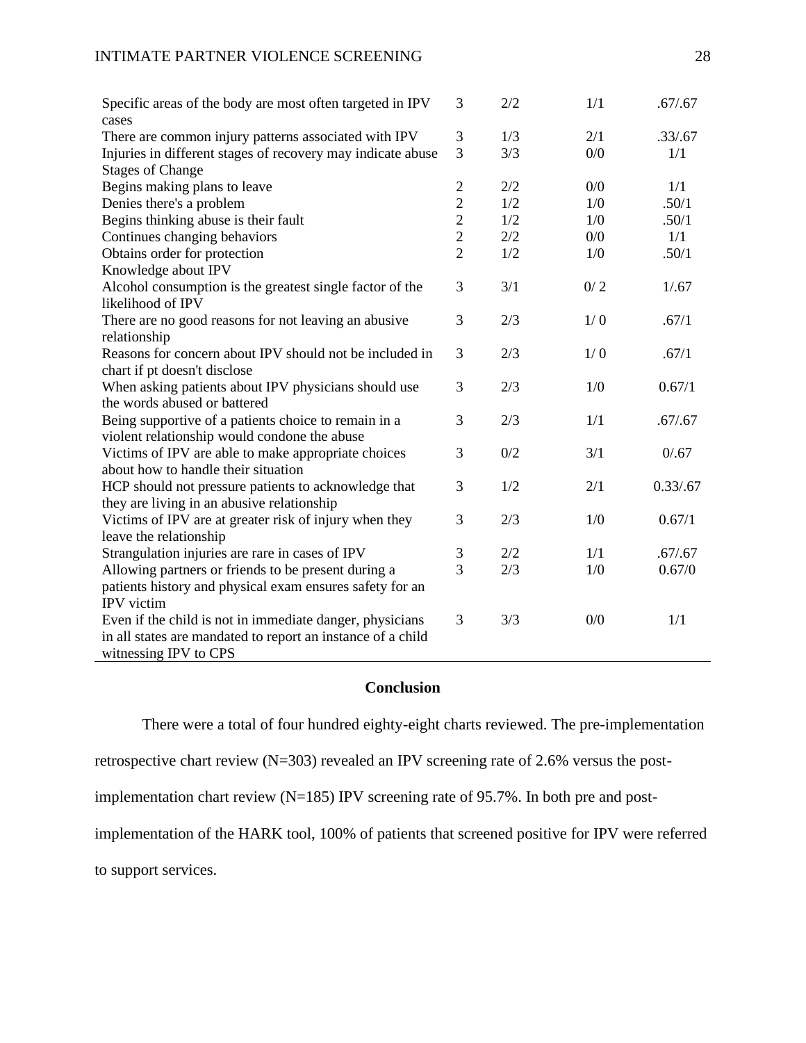| | | | | |
|---|---|---|---|---|
| Specific areas of the body are most often targeted in IPV cases | 3 | 2/2 | 1/1 | .67/.67 |
| There are common injury patterns associated with IPV | 3 | 1/3 | 2/1 | .33/.67 |
| Injuries in different stages of recovery may indicate abuse | 3 | 3/3 | 0/0 | 1/1 |
| Stages of Change | | | | |
| Begins making plans to leave | 2 | 2/2 | 0/0 | 1/1 |
| Denies there's a problem | 2 | 1/2 | 1/0 | .50/1 |
| Begins thinking abuse is their fault | 2 | 1/2 | 1/0 | .50/1 |
| Continues changing behaviors | 2 | 2/2 | 0/0 | 1/1 |
| Obtains order for protection | 2 | 1/2 | 1/0 | .50/1 |
| Knowledge about IPV | | | | |
| Alcohol consumption is the greatest single factor of the likelihood of IPV | 3 | 3/1 | 0/ 2 | 1/.67 |
| There are no good reasons for not leaving an abusive relationship | 3 | 2/3 | 1/ 0 | .67/1 |
| Reasons for concern about IPV should not be included in chart if pt doesn't disclose | 3 | 2/3 | 1/ 0 | .67/1 |
| When asking patients about IPV physicians should use the words abused or battered | 3 | 2/3 | 1/0 | 0.67/1 |
| Being supportive of a patients choice to remain in a violent relationship would condone the abuse | 3 | 2/3 | 1/1 | .67/.67 |
| Victims of IPV are able to make appropriate choices about how to handle their situation | 3 | 0/2 | 3/1 | 0/.67 |
| HCP should not pressure patients to acknowledge that they are living in an abusive relationship | 3 | 1/2 | 2/1 | 0.33/.67 |
| Victims of IPV are at greater risk of injury when they leave the relationship | 3 | 2/3 | 1/0 | 0.67/1 |
| Strangulation injuries are rare in cases of IPV | 3 | 2/2 | 1/1 | .67/.67 |
| Allowing partners or friends to be present during a patients history and physical exam ensures safety for an IPV victim | 3 | 2/3 | 1/0 | 0.67/0 |
| Even if the child is not in immediate danger, physicians in all states are mandated to report an instance of a child witnessing IPV to CPS | 3 | 3/3 | 0/0 | 1/1 |

## Conclusion

There were a total of four hundred eighty-eight charts reviewed. The pre-implementation retrospective chart review (N=303) revealed an IPV screening rate of 2.6% versus the post-implementation chart review (N=185) IPV screening rate of 95.7%. In both pre and post-implementation of the HARK tool, 100% of patients that screened positive for IPV were referred to support services.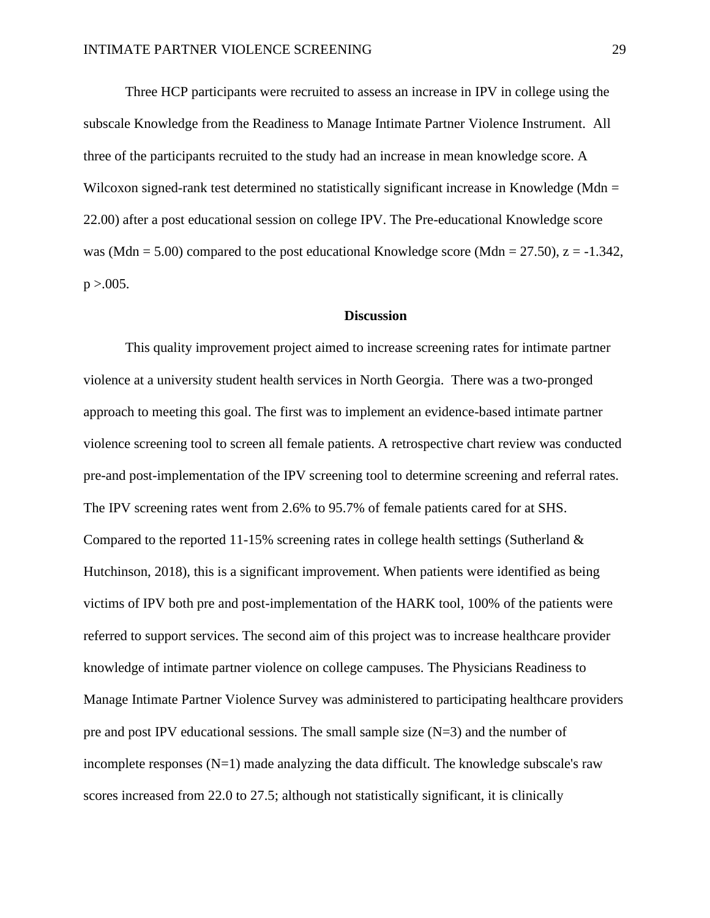Three HCP participants were recruited to assess an increase in IPV in college using the subscale Knowledge from the Readiness to Manage Intimate Partner Violence Instrument. All three of the participants recruited to the study had an increase in mean knowledge score. A Wilcoxon signed-rank test determined no statistically significant increase in Knowledge (Mdn = 22.00) after a post educational session on college IPV. The Pre-educational Knowledge score was (Mdn = 5.00) compared to the post educational Knowledge score (Mdn = 27.50), $z = -1.342$, $p > .005$.

## Discussion

This quality improvement project aimed to increase screening rates for intimate partner violence at a university student health services in North Georgia. There was a two-pronged approach to meeting this goal. The first was to implement an evidence-based intimate partner violence screening tool to screen all female patients. A retrospective chart review was conducted pre-and post-implementation of the IPV screening tool to determine screening and referral rates. The IPV screening rates went from 2.6% to 95.7% of female patients cared for at SHS. Compared to the reported 11-15% screening rates in college health settings (Sutherland & Hutchinson, 2018), this is a significant improvement. When patients were identified as being victims of IPV both pre and post-implementation of the HARK tool, 100% of the patients were referred to support services. The second aim of this project was to increase healthcare provider knowledge of intimate partner violence on college campuses. The Physicians Readiness to Manage Intimate Partner Violence Survey was administered to participating healthcare providers pre and post IPV educational sessions. The small sample size (N=3) and the number of incomplete responses (N=1) made analyzing the data difficult. The knowledge subscale's raw scores increased from 22.0 to 27.5; although not statistically significant, it is clinically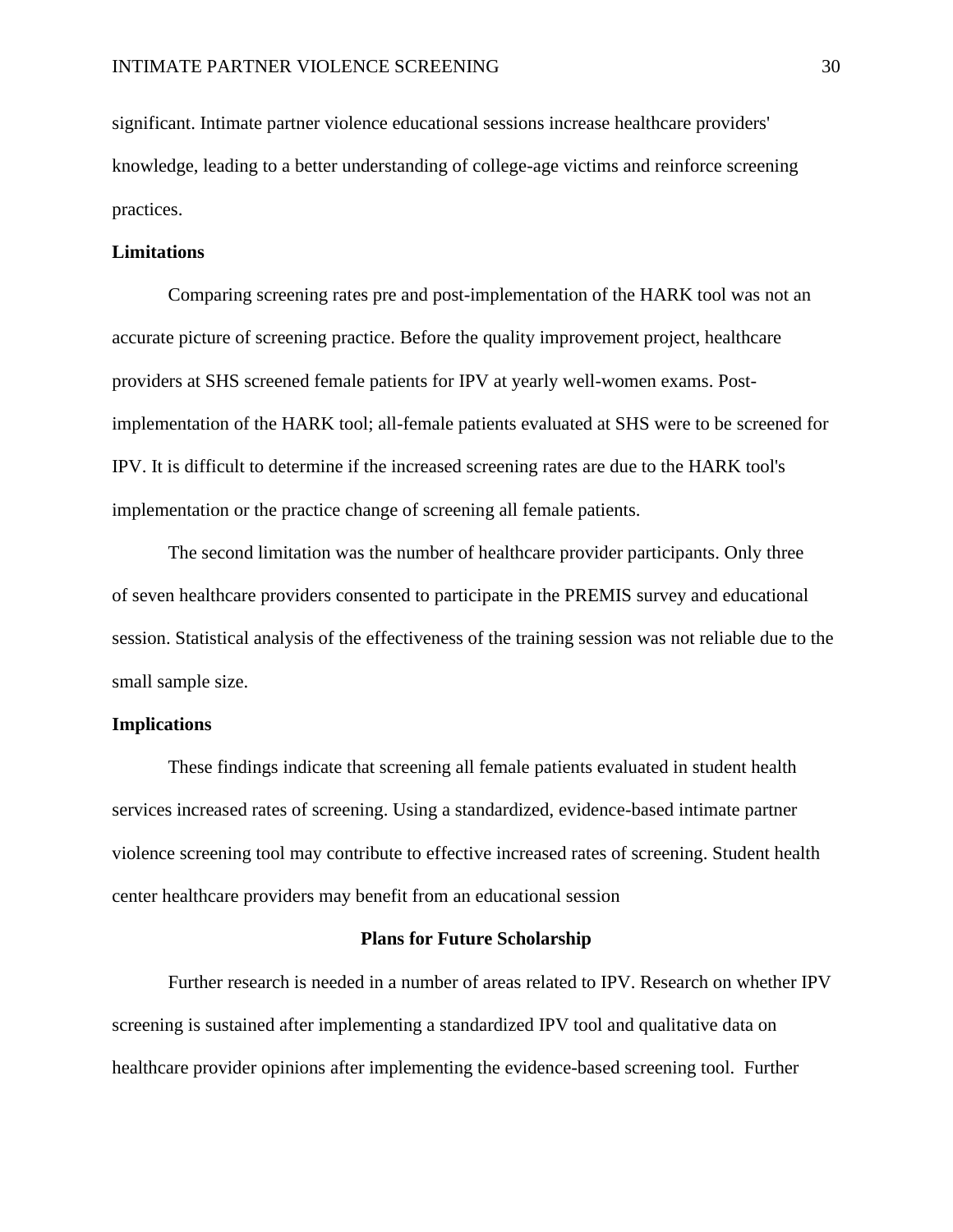significant. Intimate partner violence educational sessions increase healthcare providers' knowledge, leading to a better understanding of college-age victims and reinforce screening practices.

**Limitations**

Comparing screening rates pre and post-implementation of the HARK tool was not an accurate picture of screening practice. Before the quality improvement project, healthcare providers at SHS screened female patients for IPV at yearly well-women exams. Post-implementation of the HARK tool; all-female patients evaluated at SHS were to be screened for IPV. It is difficult to determine if the increased screening rates are due to the HARK tool's implementation or the practice change of screening all female patients.

The second limitation was the number of healthcare provider participants. Only three of seven healthcare providers consented to participate in the PREMIS survey and educational session. Statistical analysis of the effectiveness of the training session was not reliable due to the small sample size.

**Implications**

These findings indicate that screening all female patients evaluated in student health services increased rates of screening. Using a standardized, evidence-based intimate partner violence screening tool may contribute to effective increased rates of screening. Student health center healthcare providers may benefit from an educational session

## Plans for Future Scholarship

Further research is needed in a number of areas related to IPV. Research on whether IPV screening is sustained after implementing a standardized IPV tool and qualitative data on healthcare provider opinions after implementing the evidence-based screening tool. Further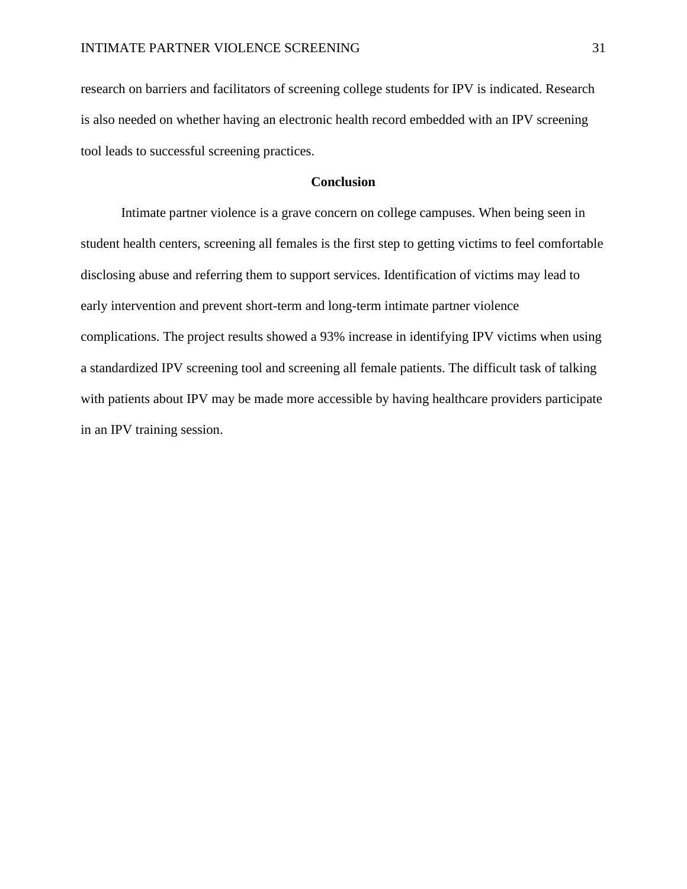research on barriers and facilitators of screening college students for IPV is indicated. Research is also needed on whether having an electronic health record embedded with an IPV screening tool leads to successful screening practices.

## Conclusion

Intimate partner violence is a grave concern on college campuses. When being seen in student health centers, screening all females is the first step to getting victims to feel comfortable disclosing abuse and referring them to support services. Identification of victims may lead to early intervention and prevent short-term and long-term intimate partner violence complications. The project results showed a 93% increase in identifying IPV victims when using a standardized IPV screening tool and screening all female patients. The difficult task of talking with patients about IPV may be made more accessible by having healthcare providers participate in an IPV training session.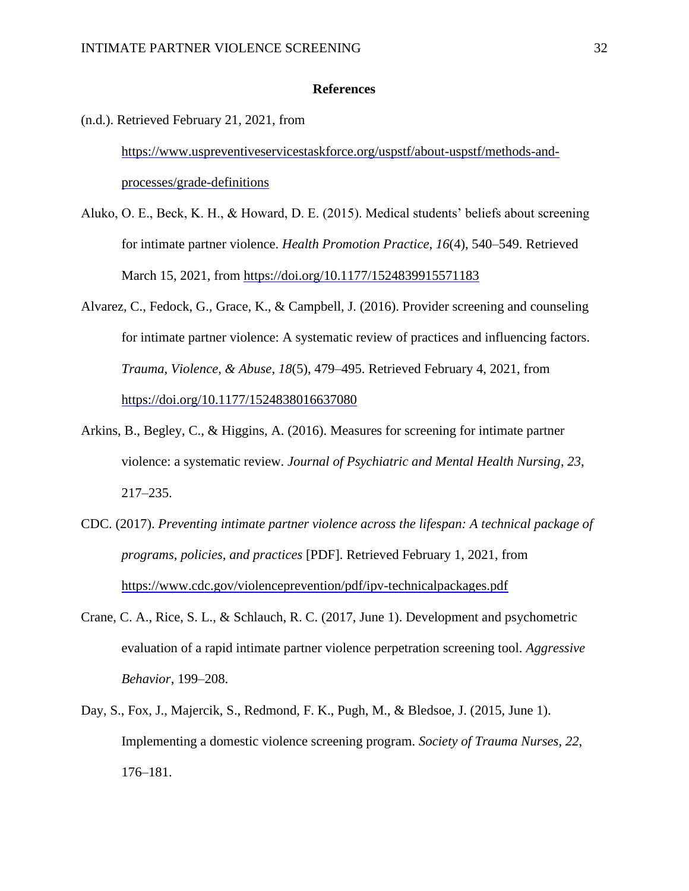## References

(n.d.). Retrieved February 21, 2021, from https://www.uspreventiveservicestaskforce.org/uspstf/about-uspstf/methods-and-processes/grade-definitions

Aluko, O. E., Beck, K. H., & Howard, D. E. (2015). Medical students' beliefs about screening for intimate partner violence. *Health Promotion Practice*, *16*(4), 540–549. Retrieved March 15, 2021, from https://doi.org/10.1177/1524839915571183

Alvarez, C., Fedock, G., Grace, K., & Campbell, J. (2016). Provider screening and counseling for intimate partner violence: A systematic review of practices and influencing factors. *Trauma, Violence, & Abuse*, *18*(5), 479–495. Retrieved February 4, 2021, from https://doi.org/10.1177/1524838016637080

Arkins, B., Begley, C., & Higgins, A. (2016). Measures for screening for intimate partner violence: a systematic review. *Journal of Psychiatric and Mental Health Nursing*, *23*, 217–235.

CDC. (2017). *Preventing intimate partner violence across the lifespan: A technical package of programs, policies, and practices* [PDF]. Retrieved February 1, 2021, from https://www.cdc.gov/violenceprevention/pdf/ipv-technicalpackages.pdf

Crane, C. A., Rice, S. L., & Schlauch, R. C. (2017, June 1). Development and psychometric evaluation of a rapid intimate partner violence perpetration screening tool. *Aggressive Behavior*, 199–208.

Day, S., Fox, J., Majercik, S., Redmond, F. K., Pugh, M., & Bledsoe, J. (2015, June 1). Implementing a domestic violence screening program. *Society of Trauma Nurses*, *22*, 176–181.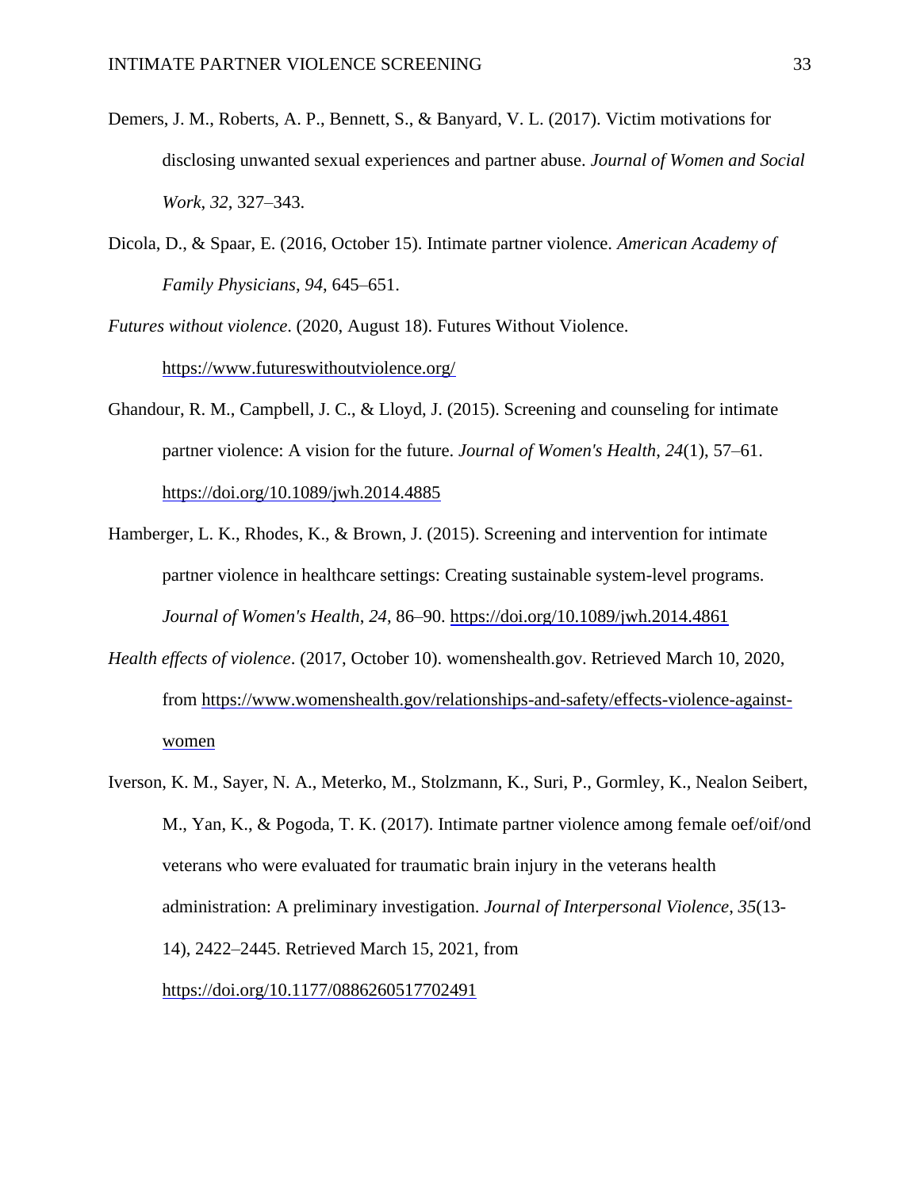Demers, J. M., Roberts, A. P., Bennett, S., & Banyard, V. L. (2017). Victim motivations for disclosing unwanted sexual experiences and partner abuse. *Journal of Women and Social Work*, *32*, 327–343.

Dicola, D., & Spaar, E. (2016, October 15). Intimate partner violence. *American Academy of Family Physicians*, *94*, 645–651.

*Futures without violence*. (2020, August 18). Futures Without Violence. https://www.futureswithoutviolence.org/

Ghandour, R. M., Campbell, J. C., & Lloyd, J. (2015). Screening and counseling for intimate partner violence: A vision for the future. *Journal of Women's Health*, *24*(1), 57–61. https://doi.org/10.1089/jwh.2014.4885

Hamberger, L. K., Rhodes, K., & Brown, J. (2015). Screening and intervention for intimate partner violence in healthcare settings: Creating sustainable system-level programs. *Journal of Women's Health*, *24*, 86–90. https://doi.org/10.1089/jwh.2014.4861

*Health effects of violence*. (2017, October 10). womenshealth.gov. Retrieved March 10, 2020, from https://www.womenshealth.gov/relationships-and-safety/effects-violence-against-women

Iverson, K. M., Sayer, N. A., Meterko, M., Stolzmann, K., Suri, P., Gormley, K., Nealon Seibert, M., Yan, K., & Pogoda, T. K. (2017). Intimate partner violence among female oef/oif/ond veterans who were evaluated for traumatic brain injury in the veterans health administration: A preliminary investigation. *Journal of Interpersonal Violence*, *35*(13-14), 2422–2445. Retrieved March 15, 2021, from https://doi.org/10.1177/0886260517702491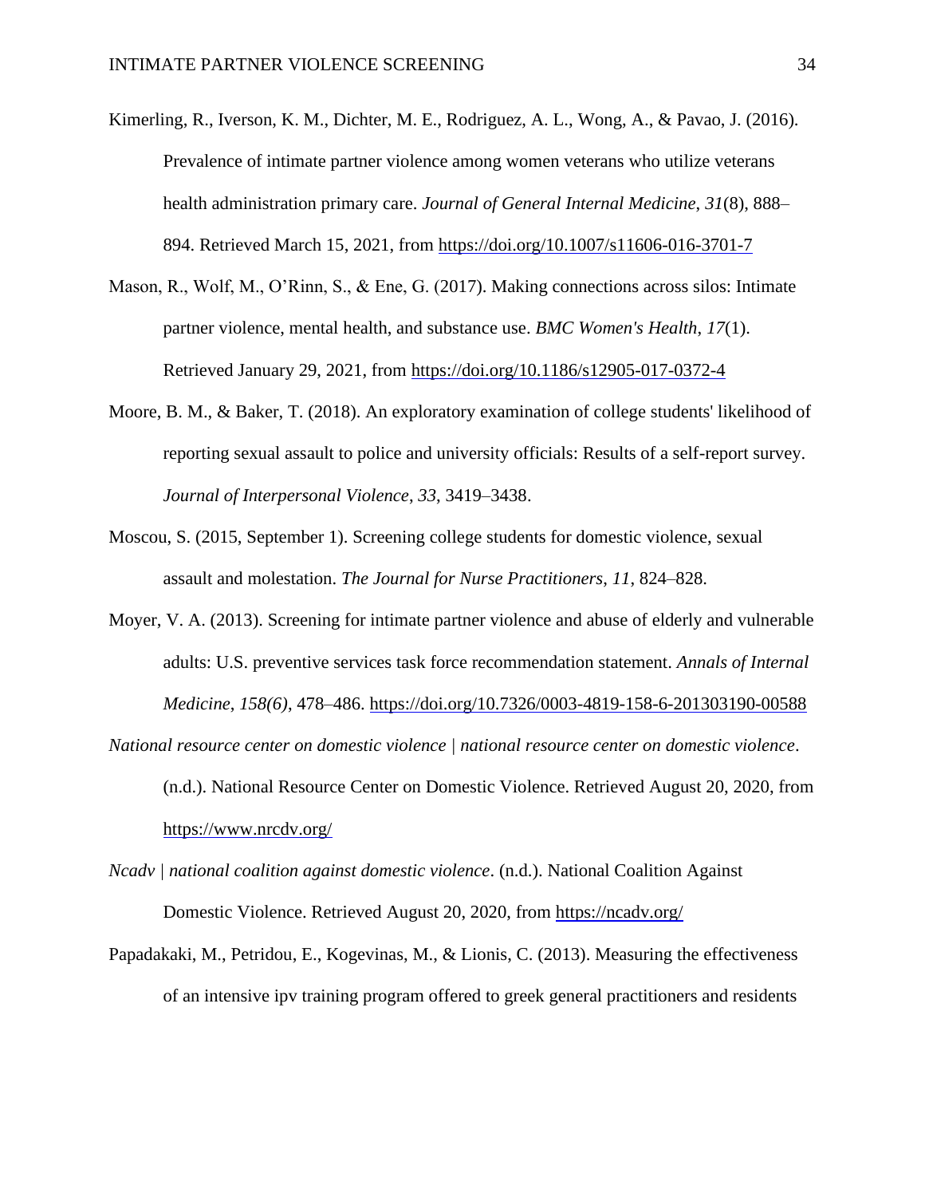Kimerling, R., Iverson, K. M., Dichter, M. E., Rodriguez, A. L., Wong, A., & Pavao, J. (2016). Prevalence of intimate partner violence among women veterans who utilize veterans health administration primary care. *Journal of General Internal Medicine*, *31*(8), 888–894. Retrieved March 15, 2021, from https://doi.org/10.1007/s11606-016-3701-7

Mason, R., Wolf, M., O'Rinn, S., & Ene, G. (2017). Making connections across silos: Intimate partner violence, mental health, and substance use. *BMC Women's Health*, *17*(1). Retrieved January 29, 2021, from https://doi.org/10.1186/s12905-017-0372-4

Moore, B. M., & Baker, T. (2018). An exploratory examination of college students' likelihood of reporting sexual assault to police and university officials: Results of a self-report survey. *Journal of Interpersonal Violence*, *33*, 3419–3438.

Moscou, S. (2015, September 1). Screening college students for domestic violence, sexual assault and molestation. *The Journal for Nurse Practitioners*, *11*, 824–828.

Moyer, V. A. (2013). Screening for intimate partner violence and abuse of elderly and vulnerable adults: U.S. preventive services task force recommendation statement. *Annals of Internal Medicine*, *158(6)*, 478–486. https://doi.org/10.7326/0003-4819-158-6-201303190-00588

*National resource center on domestic violence | national resource center on domestic violence*. (n.d.). National Resource Center on Domestic Violence. Retrieved August 20, 2020, from https://www.nrcdv.org/

*Ncadv | national coalition against domestic violence*. (n.d.). National Coalition Against Domestic Violence. Retrieved August 20, 2020, from https://ncadv.org/

Papadakaki, M., Petridou, E., Kogevinas, M., & Lionis, C. (2013). Measuring the effectiveness of an intensive ipv training program offered to greek general practitioners and residents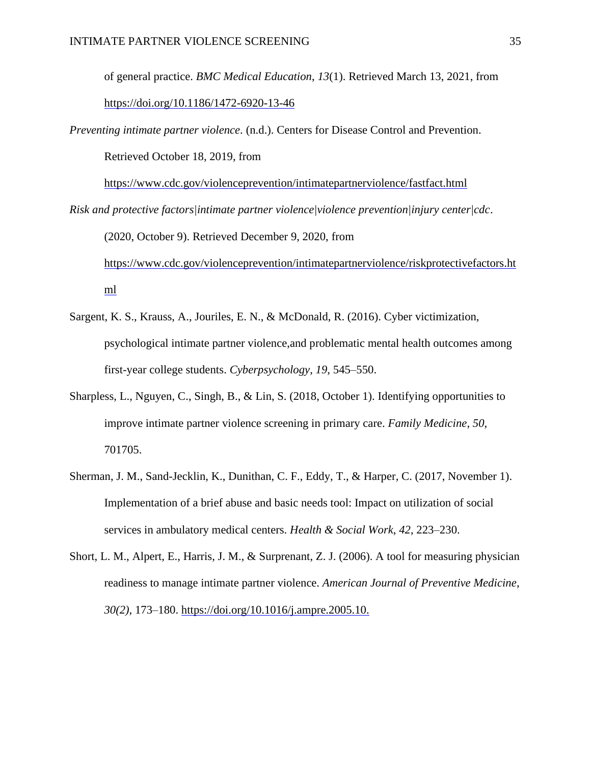of general practice. *BMC Medical Education*, *13*(1). Retrieved March 13, 2021, from https://doi.org/10.1186/1472-6920-13-46

*Preventing intimate partner violence*. (n.d.). Centers for Disease Control and Prevention. Retrieved October 18, 2019, from https://www.cdc.gov/violenceprevention/intimatepartnerviolence/fastfact.html

*Risk and protective factors|intimate partner violence|violence prevention|injury center|cdc*. (2020, October 9). Retrieved December 9, 2020, from https://www.cdc.gov/violenceprevention/intimatepartnerviolence/riskprotectivefactors.html

Sargent, K. S., Krauss, A., Jouriles, E. N., & McDonald, R. (2016). Cyber victimization, psychological intimate partner violence,and problematic mental health outcomes among first-year college students. *Cyberpsychology*, *19*, 545–550.

Sharpless, L., Nguyen, C., Singh, B., & Lin, S. (2018, October 1). Identifying opportunities to improve intimate partner violence screening in primary care. *Family Medicine*, *50*, 701705.

Sherman, J. M., Sand-Jecklin, K., Dunithan, C. F., Eddy, T., & Harper, C. (2017, November 1). Implementation of a brief abuse and basic needs tool: Impact on utilization of social services in ambulatory medical centers. *Health & Social Work*, *42*, 223–230.

Short, L. M., Alpert, E., Harris, J. M., & Surprenant, Z. J. (2006). A tool for measuring physician readiness to manage intimate partner violence. *American Journal of Preventive Medicine*, *30(2)*, 173–180. https://doi.org/10.1016/j.ampre.2005.10.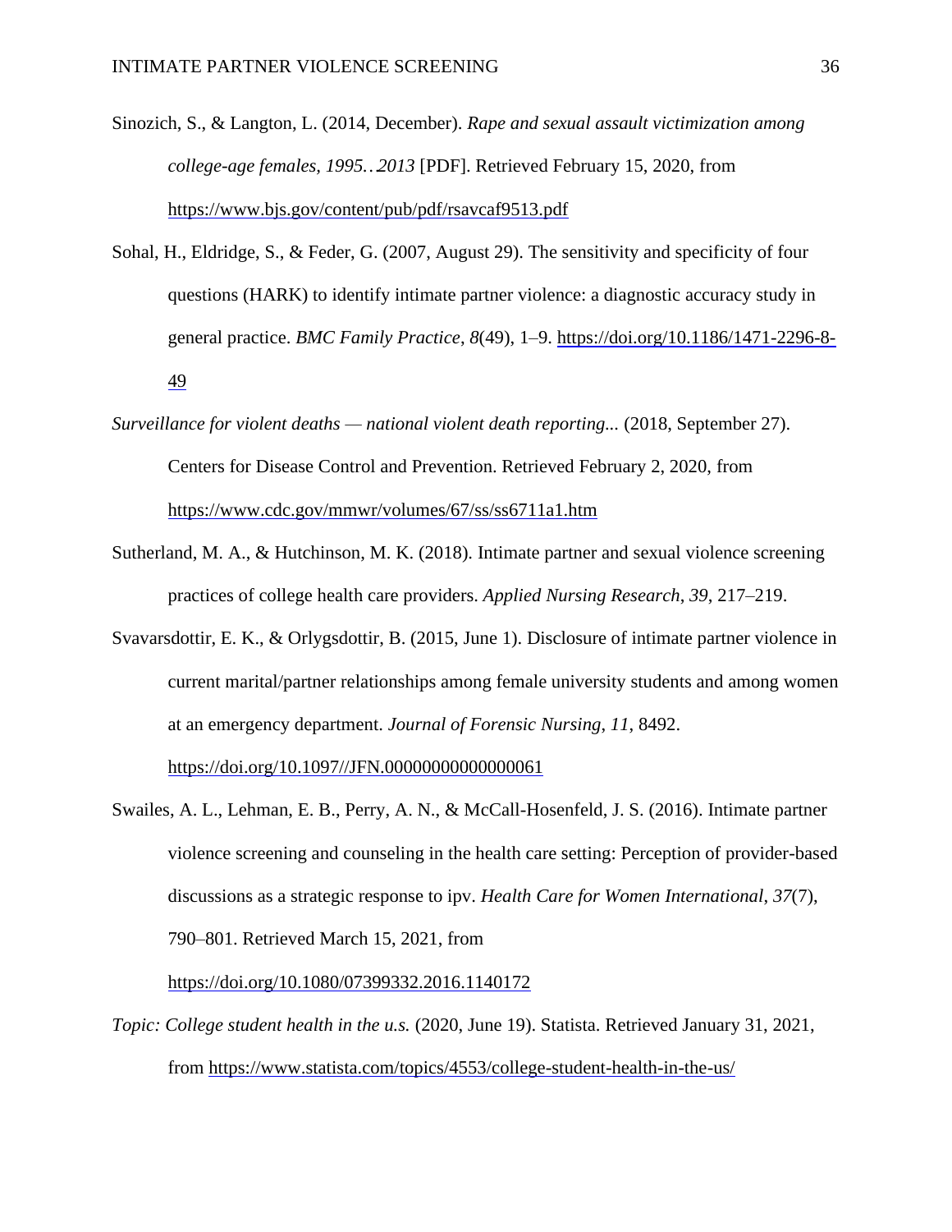Sinozich, S., & Langton, L. (2014, December). *Rape and sexual assault victimization among college-age females, 1995‥2013* [PDF]. Retrieved February 15, 2020, from https://www.bjs.gov/content/pub/pdf/rsavcaf9513.pdf

Sohal, H., Eldridge, S., & Feder, G. (2007, August 29). The sensitivity and specificity of four questions (HARK) to identify intimate partner violence: a diagnostic accuracy study in general practice. *BMC Family Practice*, *8*(49), 1–9. https://doi.org/10.1186/1471-2296-8-49

*Surveillance for violent deaths — national violent death reporting..* (2018, September 27). Centers for Disease Control and Prevention. Retrieved February 2, 2020, from https://www.cdc.gov/mmwr/volumes/67/ss/ss6711a1.htm

Sutherland, M. A., & Hutchinson, M. K. (2018). Intimate partner and sexual violence screening practices of college health care providers. *Applied Nursing Research*, *39*, 217–219.

Svavarsdottir, E. K., & Orlygsdottir, B. (2015, June 1). Disclosure of intimate partner violence in current marital/partner relationships among female university students and among women at an emergency department. *Journal of Forensic Nursing*, *11*, 8492. https://doi.org/10.1097//JFN.0000000000000061

Swailes, A. L., Lehman, E. B., Perry, A. N., & McCall-Hosenfeld, J. S. (2016). Intimate partner violence screening and counseling in the health care setting: Perception of provider-based discussions as a strategic response to ipv. *Health Care for Women International*, *37*(7), 790–801. Retrieved March 15, 2021, from https://doi.org/10.1080/07399332.2016.1140172

*Topic: College student health in the u.s.* (2020, June 19). Statista. Retrieved January 31, 2021, from https://www.statista.com/topics/4553/college-student-health-in-the-us/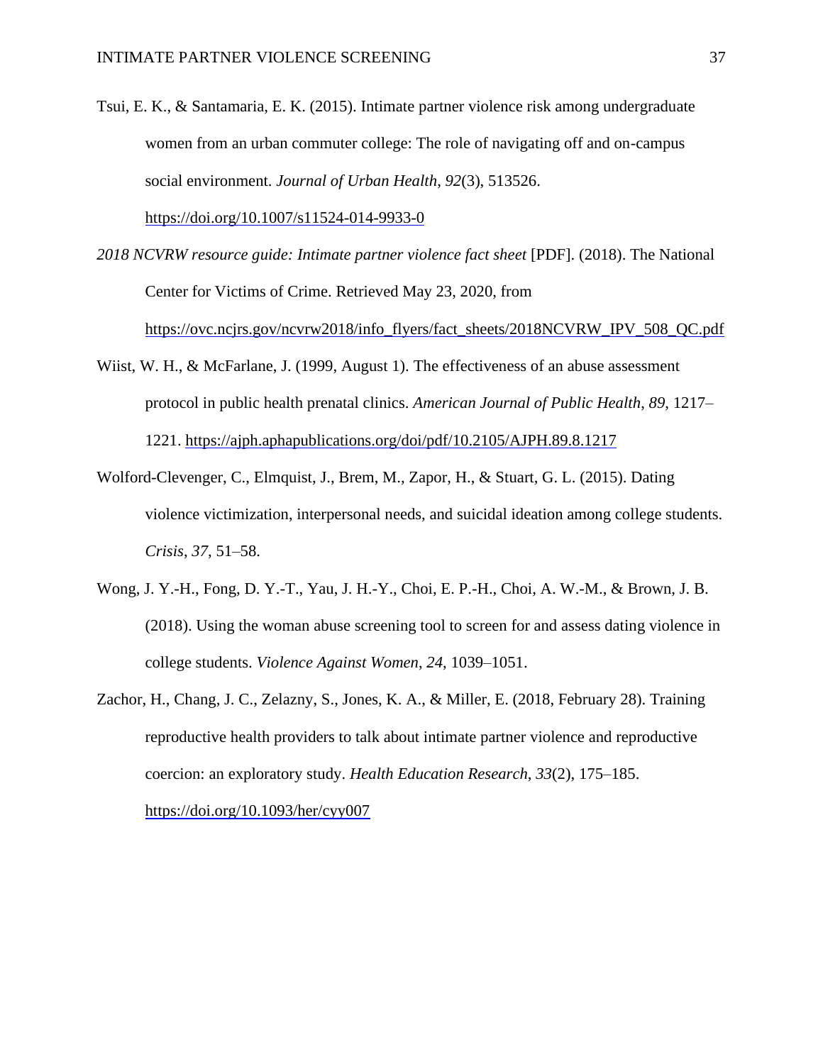Tsui, E. K., & Santamaria, E. K. (2015). Intimate partner violence risk among undergraduate women from an urban commuter college: The role of navigating off and on-campus social environment. *Journal of Urban Health*, *92*(3), 513526. https://doi.org/10.1007/s11524-014-9933-0

*2018 NCVRW resource guide: Intimate partner violence fact sheet* [PDF]. (2018). The National Center for Victims of Crime. Retrieved May 23, 2020, from https://ovc.ncjrs.gov/ncvrw2018/info_flyers/fact_sheets/2018NCVRW_IPV_508_QC.pdf

Wiist, W. H., & McFarlane, J. (1999, August 1). The effectiveness of an abuse assessment protocol in public health prenatal clinics. *American Journal of Public Health*, *89*, 1217–1221. https://ajph.aphapublications.org/doi/pdf/10.2105/AJPH.89.8.1217

Wolford-Clevenger, C., Elmquist, J., Brem, M., Zapor, H., & Stuart, G. L. (2015). Dating violence victimization, interpersonal needs, and suicidal ideation among college students. *Crisis*, *37*, 51–58.

Wong, J. Y.-H., Fong, D. Y.-T., Yau, J. H.-Y., Choi, E. P.-H., Choi, A. W.-M., & Brown, J. B. (2018). Using the woman abuse screening tool to screen for and assess dating violence in college students. *Violence Against Women*, *24*, 1039–1051.

Zachor, H., Chang, J. C., Zelazny, S., Jones, K. A., & Miller, E. (2018, February 28). Training reproductive health providers to talk about intimate partner violence and reproductive coercion: an exploratory study. *Health Education Research*, *33*(2), 175–185. https://doi.org/10.1093/her/cyy007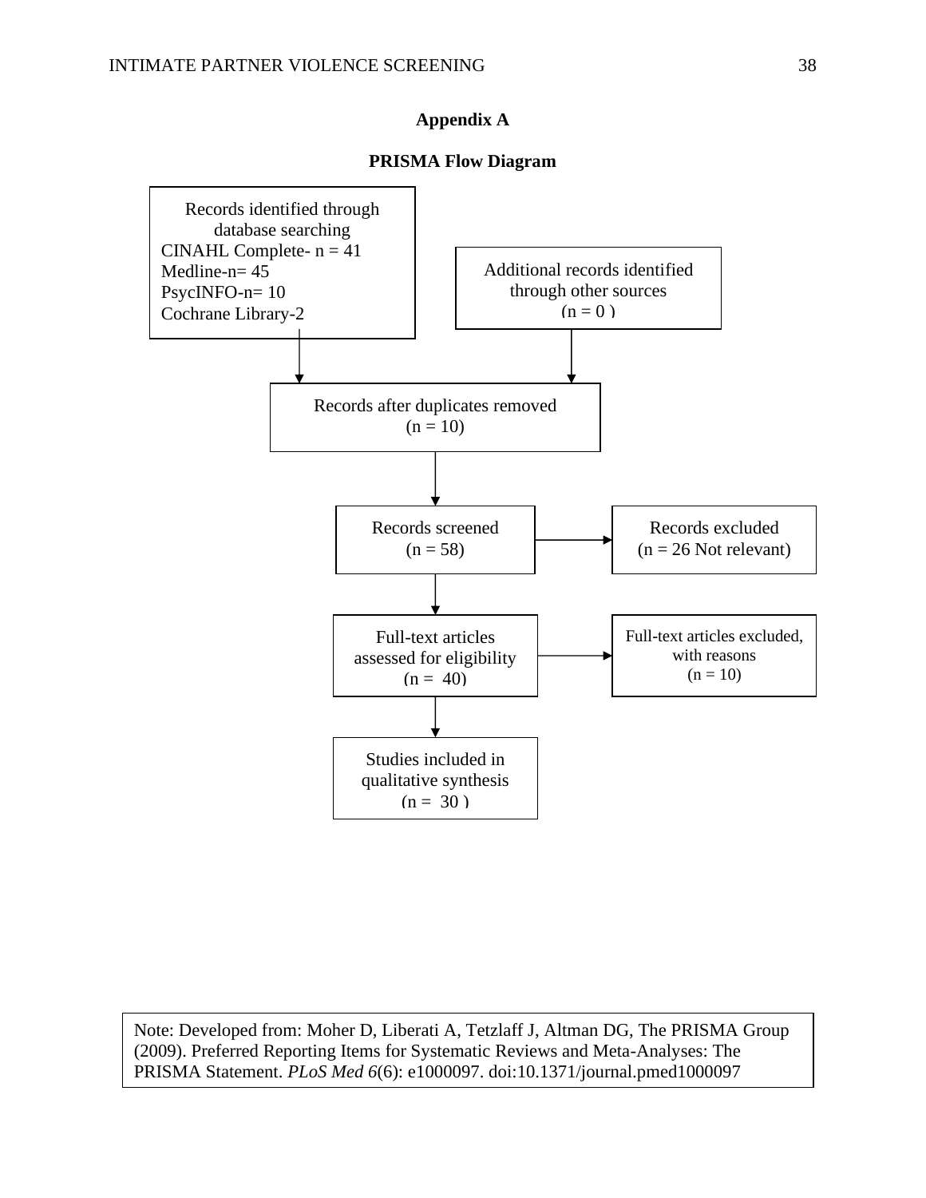## Appendix A

### PRISMA Flow Diagram

Records identified through database searching
CINAHL Complete- n = 41
Medline-n= 45
PsycINFO-n= 10
Cochrane Library-2

Additional records identified through other sources
(n = 0 )

Records after duplicates removed
(n = 10)

Records screened
(n = 58)

Records excluded
(n = 26 Not relevant)

Full-text articles assessed for eligibility
(n = 40)

Full-text articles excluded, with reasons
(n = 10)

Studies included in qualitative synthesis
(n = 30 )

Note: Developed from: Moher D, Liberati A, Tetzlaff J, Altman DG, The PRISMA Group (2009). Preferred Reporting Items for Systematic Reviews and Meta-Analyses: The PRISMA Statement. *PLoS Med 6*(6): e1000097. doi:10.1371/journal.pmed1000097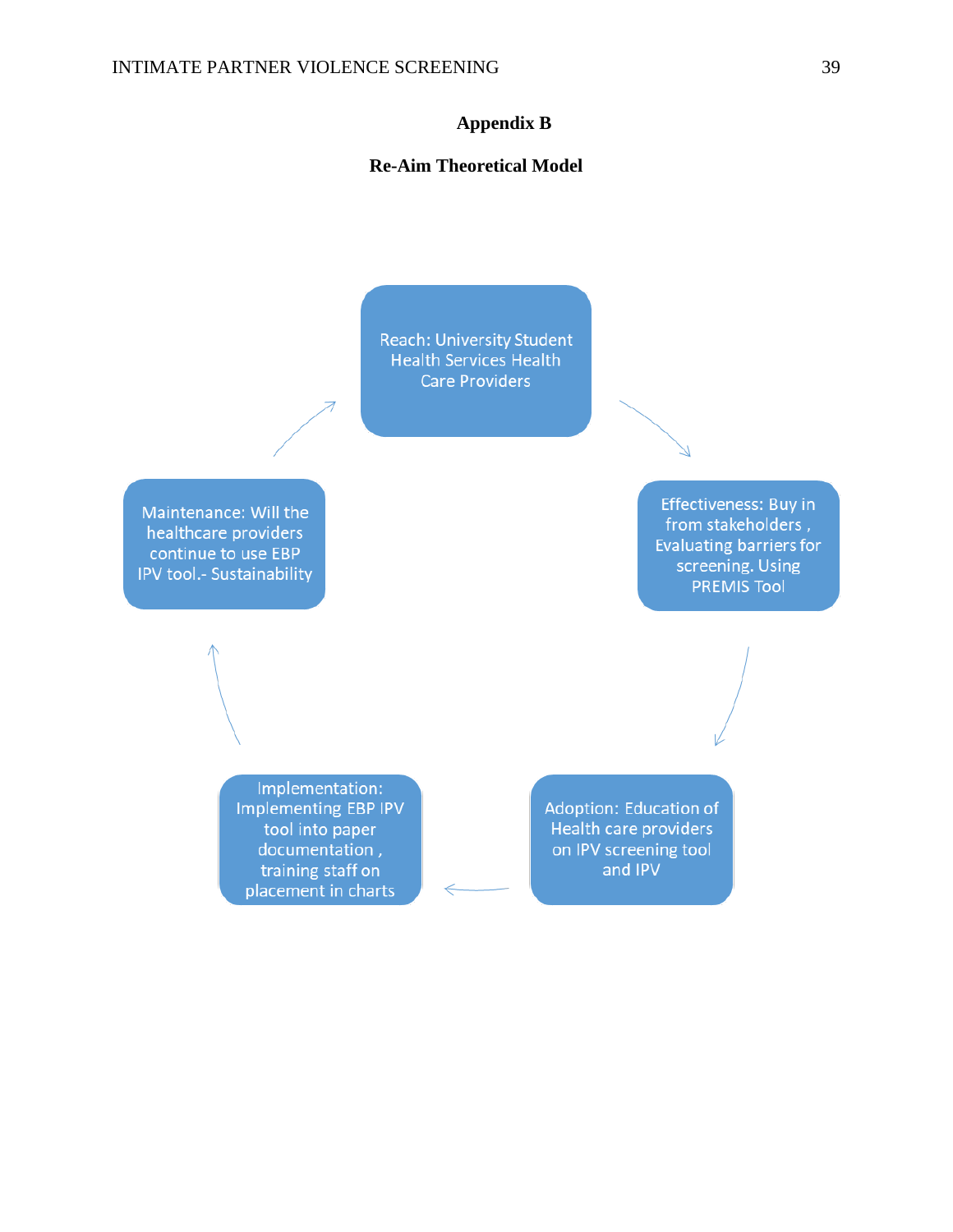**Appendix B**

**Re-Aim Theoretical Model**

Reach: University Student Health Services Health Care Providers

Effectiveness: Buy in from stakeholders , Evaluating barriers for screening. Using PREMIS Tool

Adoption: Education of Health care providers on IPV screening tool and IPV

Implementation: Implementing EBP IPV tool into paper documentation , training staff on placement in charts

Maintenance: Will the healthcare providers continue to use EBP IPV tool.- Sustainability